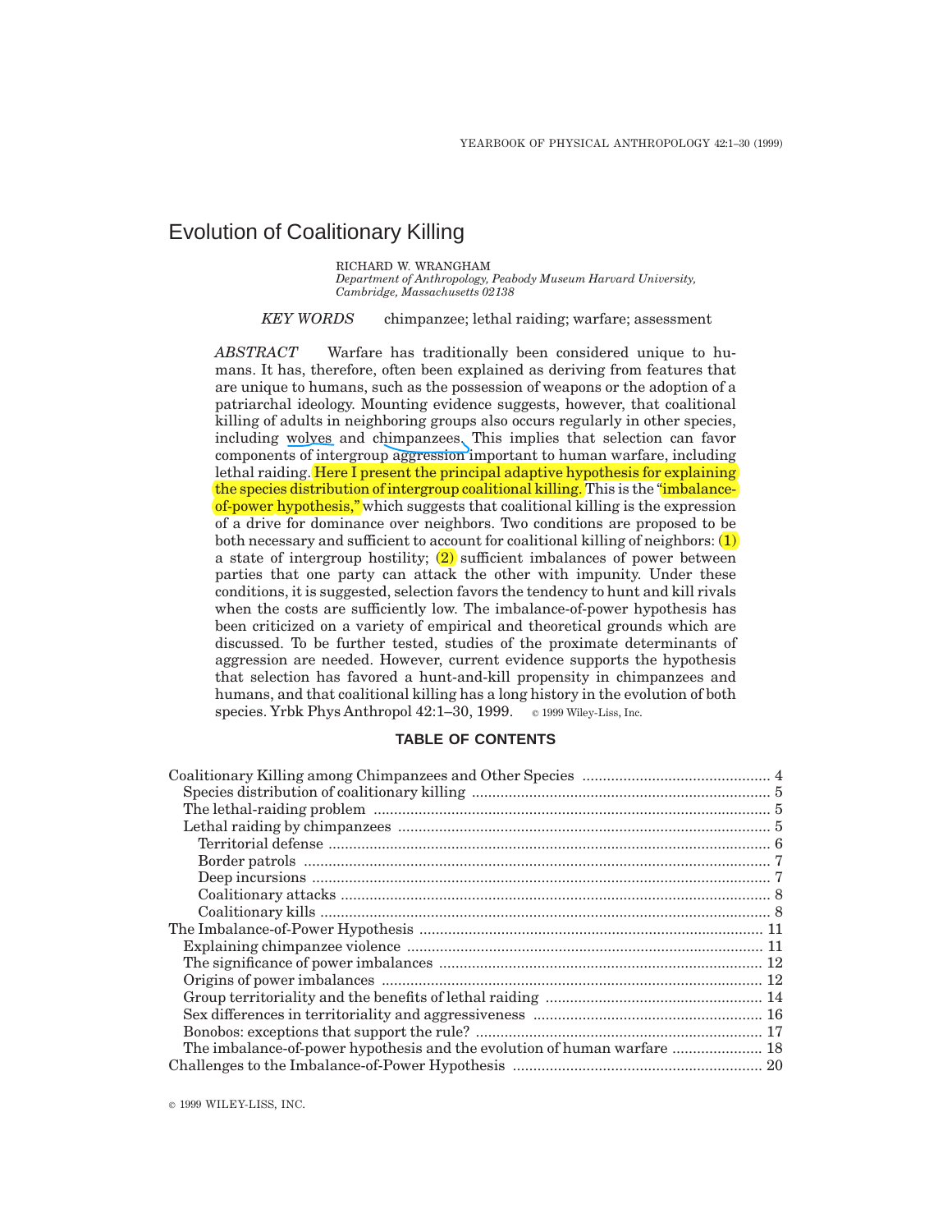# Evolution of Coalitionary Killing

RICHARD W. WRANGHAM
*Department of Anthropology, Peabody Museum Harvard University, Cambridge, Massachusetts 02138*

*KEY WORDS* chimpanzee; lethal raiding; warfare; assessment

*ABSTRACT* Warfare has traditionally been considered unique to humans. It has, therefore, often been explained as deriving from features that are unique to humans, such as the possession of weapons or the adoption of a patriarchal ideology. Mounting evidence suggests, however, that coalitional killing of adults in neighboring groups also occurs regularly in other species, including wolves and chimpanzees. This implies that selection can favor components of intergroup aggression important to human warfare, including lethal raiding. Here I present the principal adaptive hypothesis for explaining the species distribution of intergroup coalitional killing. This is the "imbalance-of-power hypothesis," which suggests that coalitional killing is the expression of a drive for dominance over neighbors. Two conditions are proposed to be both necessary and sufficient to account for coalitional killing of neighbors: (1) a state of intergroup hostility; (2) sufficient imbalances of power between parties that one party can attack the other with impunity. Under these conditions, it is suggested, selection favors the tendency to hunt and kill rivals when the costs are sufficiently low. The imbalance-of-power hypothesis has been criticized on a variety of empirical and theoretical grounds which are discussed. To be further tested, studies of the proximate determinants of aggression are needed. However, current evidence supports the hypothesis that selection has favored a hunt-and-kill propensity in chimpanzees and humans, and that coalitional killing has a long history in the evolution of both species. Yrbk Phys Anthropol 42:1–30, 1999. © 1999 Wiley-Liss, Inc.

**TABLE OF CONTENTS**

- Coalitionary Killing among Chimpanzees and Other Species .... 4
  - Species distribution of coalitionary killing .... 5
  - The lethal-raiding problem .... 5
  - Lethal raiding by chimpanzees .... 5
    - Territorial defense .... 6
    - Border patrols .... 7
    - Deep incursions .... 7
    - Coalitionary attacks .... 8
    - Coalitionary kills .... 8
- The Imbalance-of-Power Hypothesis .... 11
  - Explaining chimpanzee violence .... 11
  - The significance of power imbalances .... 12
  - Origins of power imbalances .... 12
  - Group territoriality and the benefits of lethal raiding .... 14
  - Sex differences in territoriality and aggressiveness .... 16
  - Bonobos: exceptions that support the rule? .... 17
  - The imbalance-of-power hypothesis and the evolution of human warfare .... 18
- Challenges to the Imbalance-of-Power Hypothesis .... 20

© 1999 WILEY-LISS, INC.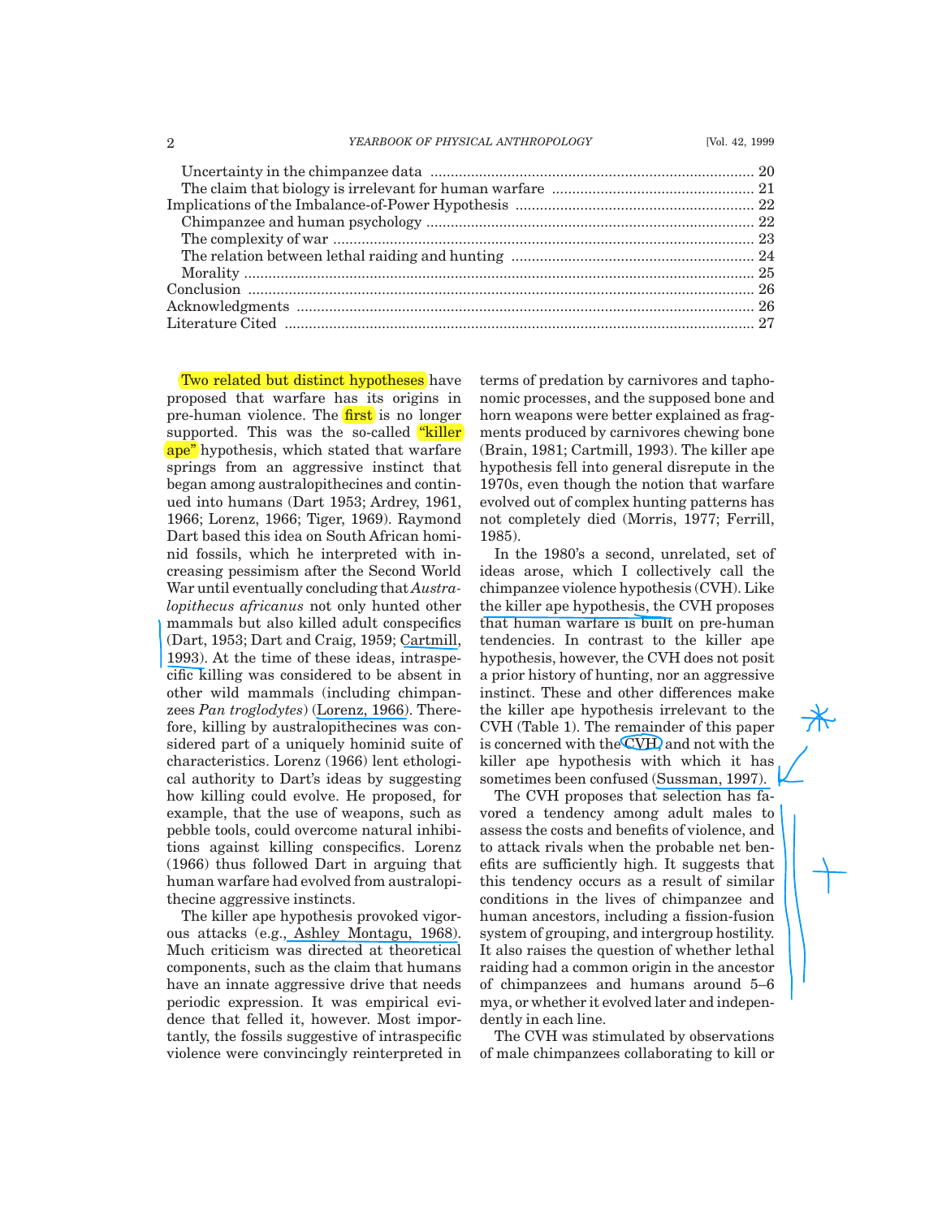| | |
|---|---|
| Uncertainty in the chimpanzee data | 20 |
| The claim that biology is irrelevant for human warfare | 21 |
| Implications of the Imbalance-of-Power Hypothesis | 22 |
| Chimpanzee and human psychology | 22 |
| The complexity of war | 23 |
| The relation between lethal raiding and hunting | 24 |
| Morality | 25 |
| Conclusion | 26 |
| Acknowledgments | 26 |
| Literature Cited | 27 |

Two related but distinct hypotheses have proposed that warfare has its origins in pre-human violence. The first is no longer supported. This was the so-called "killer ape" hypothesis, which stated that warfare springs from an aggressive instinct that began among australopithecines and continued into humans (Dart 1953; Ardrey, 1961, 1966; Lorenz, 1966; Tiger, 1969). Raymond Dart based this idea on South African hominid fossils, which he interpreted with increasing pessimism after the Second World War until eventually concluding that *Australopithecus africanus* not only hunted other mammals but also killed adult conspecifics (Dart, 1953; Dart and Craig, 1959; Cartmill, 1993). At the time of these ideas, intraspecific killing was considered to be absent in other wild mammals (including chimpanzees *Pan troglodytes*) (Lorenz, 1966). Therefore, killing by australopithecines was considered part of a uniquely hominid suite of characteristics. Lorenz (1966) lent ethological authority to Dart's ideas by suggesting how killing could evolve. He proposed, for example, that the use of weapons, such as pebble tools, could overcome natural inhibitions against killing conspecifics. Lorenz (1966) thus followed Dart in arguing that human warfare had evolved from australopithecine aggressive instincts.

The killer ape hypothesis provoked vigorous attacks (e.g., Ashley Montagu, 1968). Much criticism was directed at theoretical components, such as the claim that humans have an innate aggressive drive that needs periodic expression. It was empirical evidence that felled it, however. Most importantly, the fossils suggestive of intraspecific violence were convincingly reinterpreted in terms of predation by carnivores and taphonomic processes, and the supposed bone and horn weapons were better explained as fragments produced by carnivores chewing bone (Brain, 1981; Cartmill, 1993). The killer ape hypothesis fell into general disrepute in the 1970s, even though the notion that warfare evolved out of complex hunting patterns has not completely died (Morris, 1977; Ferrill, 1985).

In the 1980's a second, unrelated, set of ideas arose, which I collectively call the chimpanzee violence hypothesis (CVH). Like the killer ape hypothesis, the CVH proposes that human warfare is built on pre-human tendencies. In contrast to the killer ape hypothesis, however, the CVH does not posit a prior history of hunting, nor an aggressive instinct. These and other differences make the killer ape hypothesis irrelevant to the CVH (Table 1). The remainder of this paper is concerned with the CVH and not with the killer ape hypothesis with which it has sometimes been confused (Sussman, 1997).

The CVH proposes that selection has favored a tendency among adult males to assess the costs and benefits of violence, and to attack rivals when the probable net benefits are sufficiently high. It suggests that this tendency occurs as a result of similar conditions in the lives of chimpanzee and human ancestors, including a fission-fusion system of grouping, and intergroup hostility. It also raises the question of whether lethal raiding had a common origin in the ancestor of chimpanzees and humans around 5–6 mya, or whether it evolved later and independently in each line.

The CVH was stimulated by observations of male chimpanzees collaborating to kill or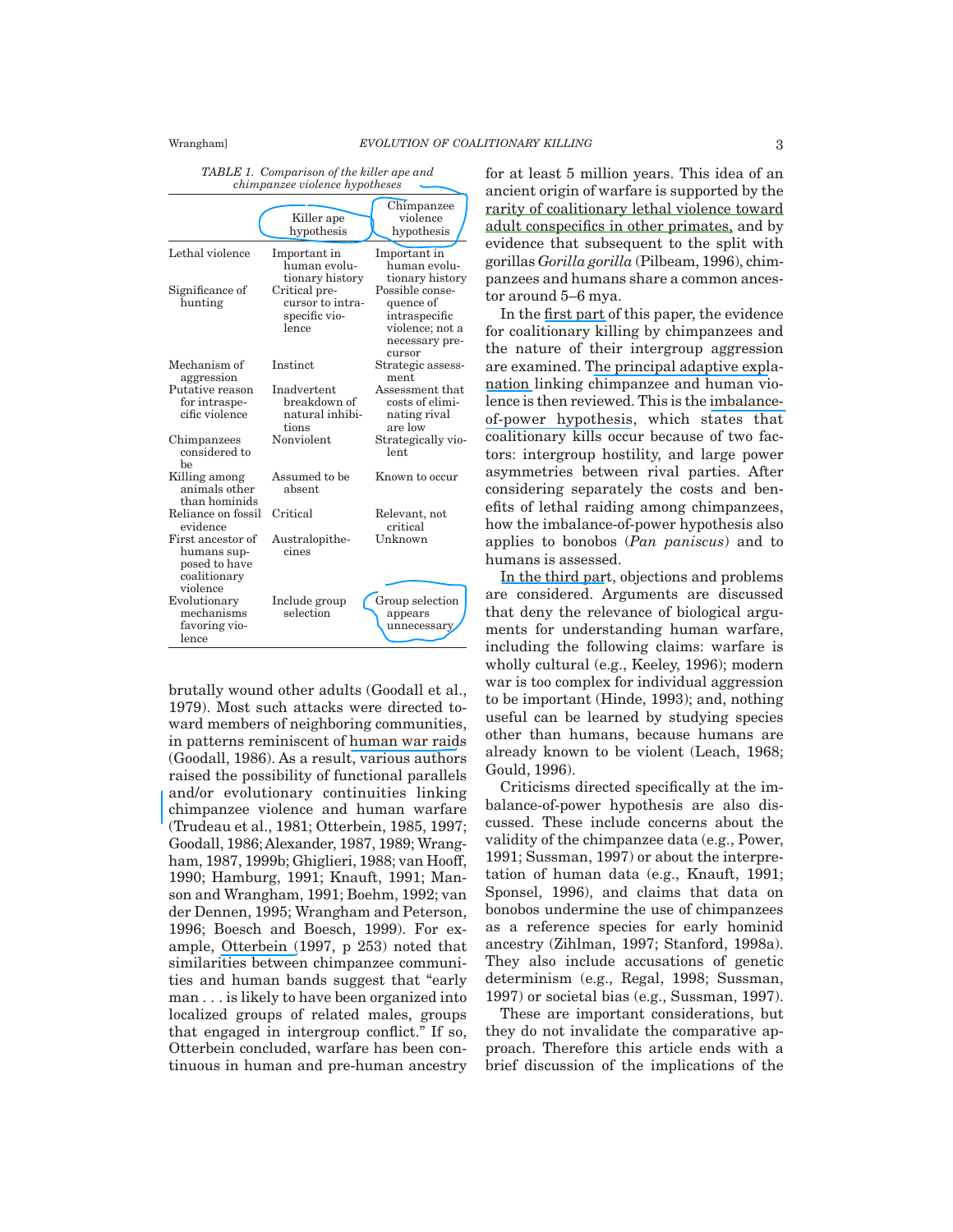*TABLE 1. Comparison of the killer ape and chimpanzee violence hypotheses*

| | Killer ape hypothesis | Chimpanzee violence hypothesis |
|---|---|---|
| Lethal violence | Important in human evolutionary history | Important in human evolutionary history |
| Significance of hunting | Critical precursor to intraspecific violence | Possible consequence of intraspecific violence; not a necessary precursor |
| Mechanism of aggression | Instinct | Strategic assessment |
| Putative reason for intraspecific violence | Inadvertent breakdown of natural inhibitions | Assessment that costs of eliminating rival are low |
| Chimpanzees considered to be | Nonviolent | Strategically violent |
| Killing among animals other than hominids | Assumed to be absent | Known to occur |
| Reliance on fossil evidence | Critical | Relevant, not critical |
| First ancestor of humans supposed to have coalitionary violence | Australopithecines | Unknown |
| Evolutionary mechanisms favoring violence | Include group selection | Group selection appears unnecessary |

brutally wound other adults (Goodall et al., 1979). Most such attacks were directed toward members of neighboring communities, in patterns reminiscent of human war raids (Goodall, 1986). As a result, various authors raised the possibility of functional parallels and/or evolutionary continuities linking chimpanzee violence and human warfare (Trudeau et al., 1981; Otterbein, 1985, 1997; Goodall, 1986; Alexander, 1987, 1989; Wrangham, 1987, 1999b; Ghiglieri, 1988; van Hooff, 1990; Hamburg, 1991; Knauft, 1991; Manson and Wrangham, 1991; Boehm, 1992; van der Dennen, 1995; Wrangham and Peterson, 1996; Boesch and Boesch, 1999). For example, Otterbein (1997, p 253) noted that similarities between chimpanzee communities and human bands suggest that "early man . . . is likely to have been organized into localized groups of related males, groups that engaged in intergroup conflict." If so, Otterbein concluded, warfare has been continuous in human and pre-human ancestry for at least 5 million years. This idea of an ancient origin of warfare is supported by the rarity of coalitionary lethal violence toward adult conspecifics in other primates, and by evidence that subsequent to the split with gorillas *Gorilla gorilla* (Pilbeam, 1996), chimpanzees and humans share a common ancestor around 5–6 mya.

In the first part of this paper, the evidence for coalitionary killing by chimpanzees and the nature of their intergroup aggression are examined. The principal adaptive explanation linking chimpanzee and human violence is then reviewed. This is the imbalance-of-power hypothesis, which states that coalitionary kills occur because of two factors: intergroup hostility, and large power asymmetries between rival parties. After considering separately the costs and benefits of lethal raiding among chimpanzees, how the imbalance-of-power hypothesis also applies to bonobos (*Pan paniscus*) and to humans is assessed.

In the third part, objections and problems are considered. Arguments are discussed that deny the relevance of biological arguments for understanding human warfare, including the following claims: warfare is wholly cultural (e.g., Keeley, 1996); modern war is too complex for individual aggression to be important (Hinde, 1993); and, nothing useful can be learned by studying species other than humans, because humans are already known to be violent (Leach, 1968; Gould, 1996).

Criticisms directed specifically at the imbalance-of-power hypothesis are also discussed. These include concerns about the validity of the chimpanzee data (e.g., Power, 1991; Sussman, 1997) or about the interpretation of human data (e.g., Knauft, 1991; Sponsel, 1996), and claims that data on bonobos undermine the use of chimpanzees as a reference species for early hominid ancestry (Zihlman, 1997; Stanford, 1998a). They also include accusations of genetic determinism (e.g., Regal, 1998; Sussman, 1997) or societal bias (e.g., Sussman, 1997).

These are important considerations, but they do not invalidate the comparative approach. Therefore this article ends with a brief discussion of the implications of the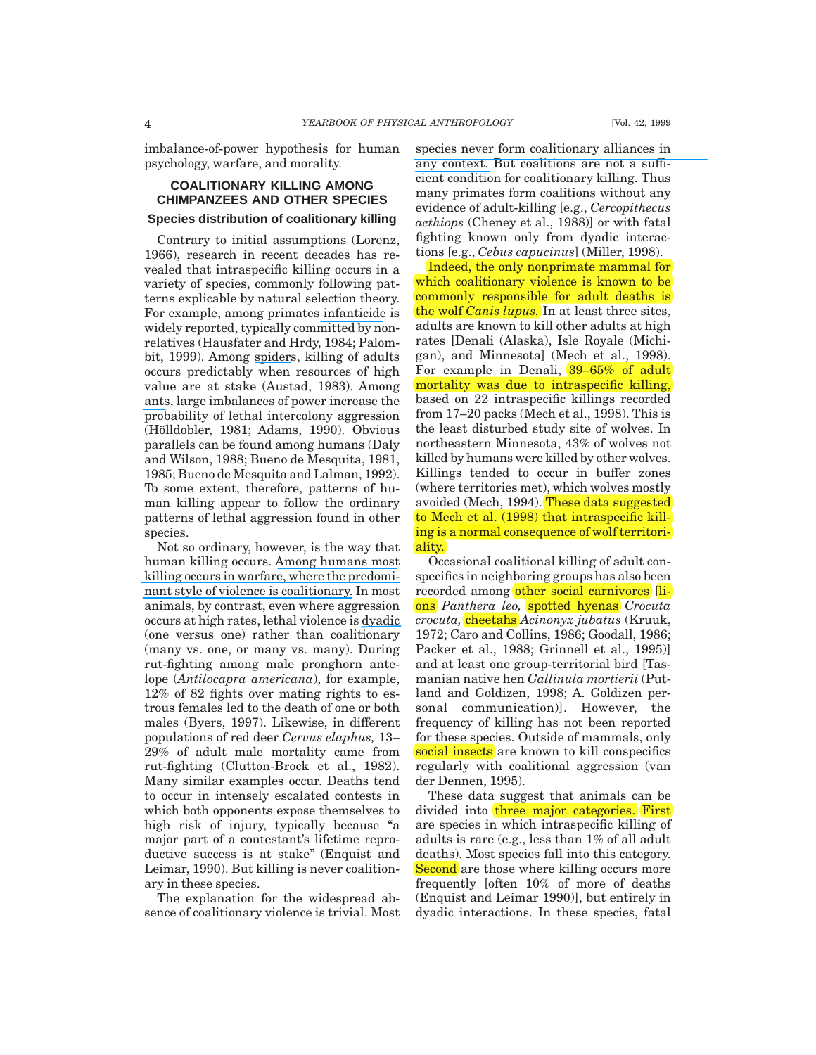imbalance-of-power hypothesis for human psychology, warfare, and morality.

## COALITIONARY KILLING AMONG CHIMPANZEES AND OTHER SPECIES

### Species distribution of coalitionary killing

Contrary to initial assumptions (Lorenz, 1966), research in recent decades has revealed that intraspecific killing occurs in a variety of species, commonly following patterns explicable by natural selection theory. For example, among primates infanticide is widely reported, typically committed by nonrelatives (Hausfater and Hrdy, 1984; Palombit, 1999). Among spiders, killing of adults occurs predictably when resources of high value are at stake (Austad, 1983). Among ants, large imbalances of power increase the probability of lethal intercolony aggression (Hölldobler, 1981; Adams, 1990). Obvious parallels can be found among humans (Daly and Wilson, 1988; Bueno de Mesquita, 1981, 1985; Bueno de Mesquita and Lalman, 1992). To some extent, therefore, patterns of human killing appear to follow the ordinary patterns of lethal aggression found in other species.

Not so ordinary, however, is the way that human killing occurs. Among humans most killing occurs in warfare, where the predominant style of violence is coalitionary. In most animals, by contrast, even where aggression occurs at high rates, lethal violence is dyadic (one versus one) rather than coalitionary (many vs. one, or many vs. many). During rut-fighting among male pronghorn antelope (*Antilocapra americana*), for example, 12% of 82 fights over mating rights to estrous females led to the death of one or both males (Byers, 1997). Likewise, in different populations of red deer *Cervus elaphus,* 13–29% of adult male mortality came from rut-fighting (Clutton-Brock et al., 1982). Many similar examples occur. Deaths tend to occur in intensely escalated contests in which both opponents expose themselves to high risk of injury, typically because "a major part of a contestant's lifetime reproductive success is at stake" (Enquist and Leimar, 1990). But killing is never coalitionary in these species.

The explanation for the widespread absence of coalitionary violence is trivial. Most species never form coalitionary alliances in any context. But coalitions are not a sufficient condition for coalitionary killing. Thus many primates form coalitions without any evidence of adult-killing [e.g., *Cercopithecus aethiops* (Cheney et al., 1988)] or with fatal fighting known only from dyadic interactions [e.g., *Cebus capucinus*] (Miller, 1998).

Indeed, the only nonprimate mammal for which coalitionary violence is known to be commonly responsible for adult deaths is the wolf *Canis lupus.* In at least three sites, adults are known to kill other adults at high rates [Denali (Alaska), Isle Royale (Michigan), and Minnesota] (Mech et al., 1998). For example in Denali, 39–65% of adult mortality was due to intraspecific killing, based on 22 intraspecific killings recorded from 17–20 packs (Mech et al., 1998). This is the least disturbed study site of wolves. In northeastern Minnesota, 43% of wolves not killed by humans were killed by other wolves. Killings tended to occur in buffer zones (where territories met), which wolves mostly avoided (Mech, 1994). These data suggested to Mech et al. (1998) that intraspecific killing is a normal consequence of wolf territoriality.

Occasional coalitional killing of adult conspecifics in neighboring groups has also been recorded among other social carnivores [lions *Panthera leo,* spotted hyenas *Crocuta crocuta,* cheetahs *Acinonyx jubatus* (Kruuk, 1972; Caro and Collins, 1986; Goodall, 1986; Packer et al., 1988; Grinnell et al., 1995)] and at least one group-territorial bird [Tasmanian native hen *Gallinula mortierii* (Putland and Goldizen, 1998; A. Goldizen personal communication)]. However, the frequency of killing has not been reported for these species. Outside of mammals, only social insects are known to kill conspecifics regularly with coalitional aggression (van der Dennen, 1995).

These data suggest that animals can be divided into three major categories. First are species in which intraspecific killing of adults is rare (e.g., less than 1% of all adult deaths). Most species fall into this category. Second are those where killing occurs more frequently [often 10% of more of deaths (Enquist and Leimar 1990)], but entirely in dyadic interactions. In these species, fatal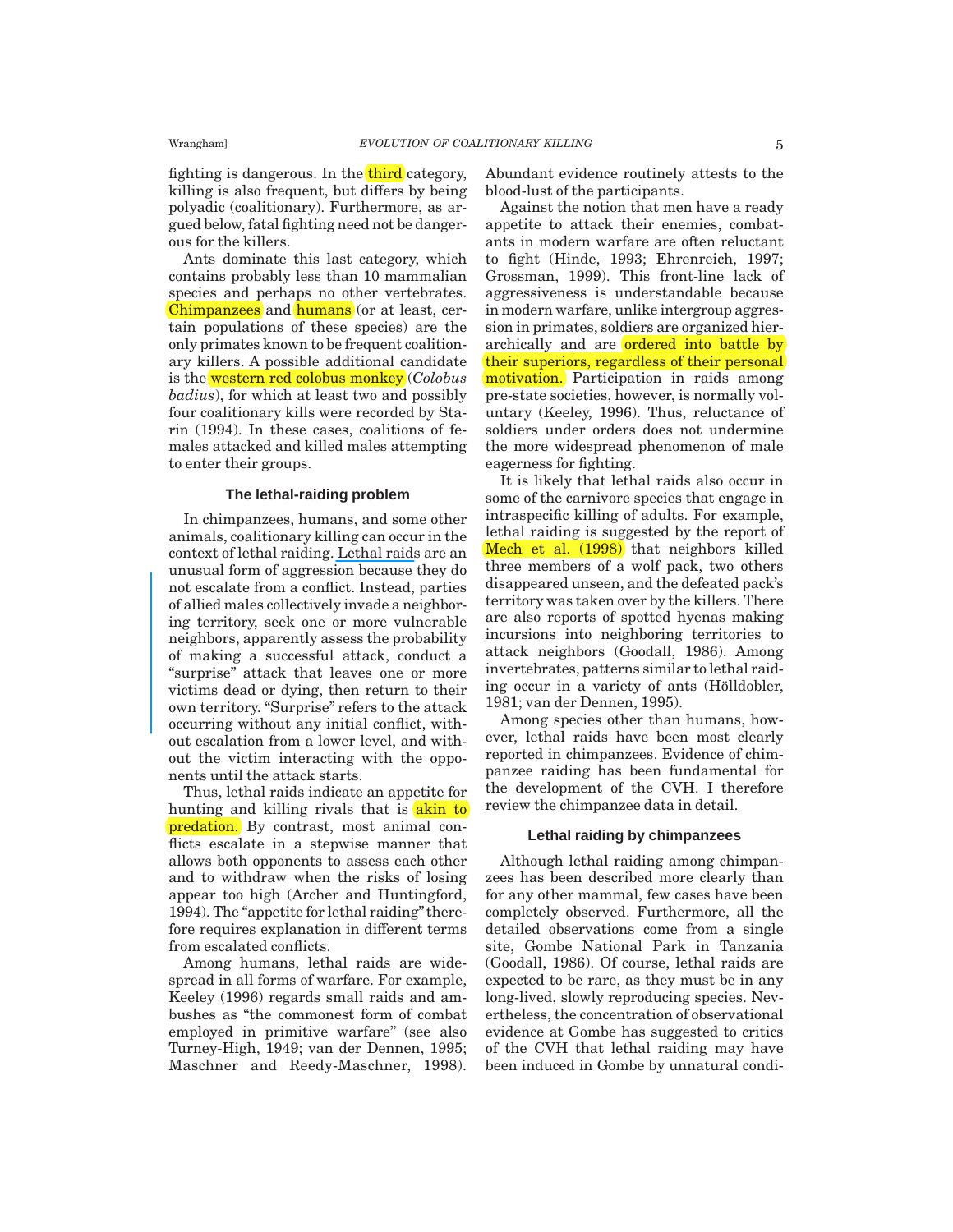fighting is dangerous. In the third category, killing is also frequent, but differs by being polyadic (coalitionary). Furthermore, as argued below, fatal fighting need not be dangerous for the killers.

Ants dominate this last category, which contains probably less than 10 mammalian species and perhaps no other vertebrates. Chimpanzees and humans (or at least, certain populations of these species) are the only primates known to be frequent coalitionary killers. A possible additional candidate is the western red colobus monkey (*Colobus badius*), for which at least two and possibly four coalitionary kills were recorded by Starin (1994). In these cases, coalitions of females attacked and killed males attempting to enter their groups.

### The lethal-raiding problem

In chimpanzees, humans, and some other animals, coalitionary killing can occur in the context of lethal raiding. Lethal raids are an unusual form of aggression because they do not escalate from a conflict. Instead, parties of allied males collectively invade a neighboring territory, seek one or more vulnerable neighbors, apparently assess the probability of making a successful attack, conduct a "surprise" attack that leaves one or more victims dead or dying, then return to their own territory. "Surprise" refers to the attack occurring without any initial conflict, without escalation from a lower level, and without the victim interacting with the opponents until the attack starts.

Thus, lethal raids indicate an appetite for hunting and killing rivals that is akin to predation. By contrast, most animal conflicts escalate in a stepwise manner that allows both opponents to assess each other and to withdraw when the risks of losing appear too high (Archer and Huntingford, 1994). The "appetite for lethal raiding" therefore requires explanation in different terms from escalated conflicts.

Among humans, lethal raids are widespread in all forms of warfare. For example, Keeley (1996) regards small raids and ambushes as "the commonest form of combat employed in primitive warfare" (see also Turney-High, 1949; van der Dennen, 1995; Maschner and Reedy-Maschner, 1998). Abundant evidence routinely attests to the blood-lust of the participants.

Against the notion that men have a ready appetite to attack their enemies, combatants in modern warfare are often reluctant to fight (Hinde, 1993; Ehrenreich, 1997; Grossman, 1999). This front-line lack of aggressiveness is understandable because in modern warfare, unlike intergroup aggression in primates, soldiers are organized hierarchically and are ordered into battle by their superiors, regardless of their personal motivation. Participation in raids among pre-state societies, however, is normally voluntary (Keeley, 1996). Thus, reluctance of soldiers under orders does not undermine the more widespread phenomenon of male eagerness for fighting.

It is likely that lethal raids also occur in some of the carnivore species that engage in intraspecific killing of adults. For example, lethal raiding is suggested by the report of Mech et al. (1998) that neighbors killed three members of a wolf pack, two others disappeared unseen, and the defeated pack's territory was taken over by the killers. There are also reports of spotted hyenas making incursions into neighboring territories to attack neighbors (Goodall, 1986). Among invertebrates, patterns similar to lethal raiding occur in a variety of ants (Hölldobler, 1981; van der Dennen, 1995).

Among species other than humans, however, lethal raids have been most clearly reported in chimpanzees. Evidence of chimpanzee raiding has been fundamental for the development of the CVH. I therefore review the chimpanzee data in detail.

### Lethal raiding by chimpanzees

Although lethal raiding among chimpanzees has been described more clearly than for any other mammal, few cases have been completely observed. Furthermore, all the detailed observations come from a single site, Gombe National Park in Tanzania (Goodall, 1986). Of course, lethal raids are expected to be rare, as they must be in any long-lived, slowly reproducing species. Nevertheless, the concentration of observational evidence at Gombe has suggested to critics of the CVH that lethal raiding may have been induced in Gombe by unnatural condi-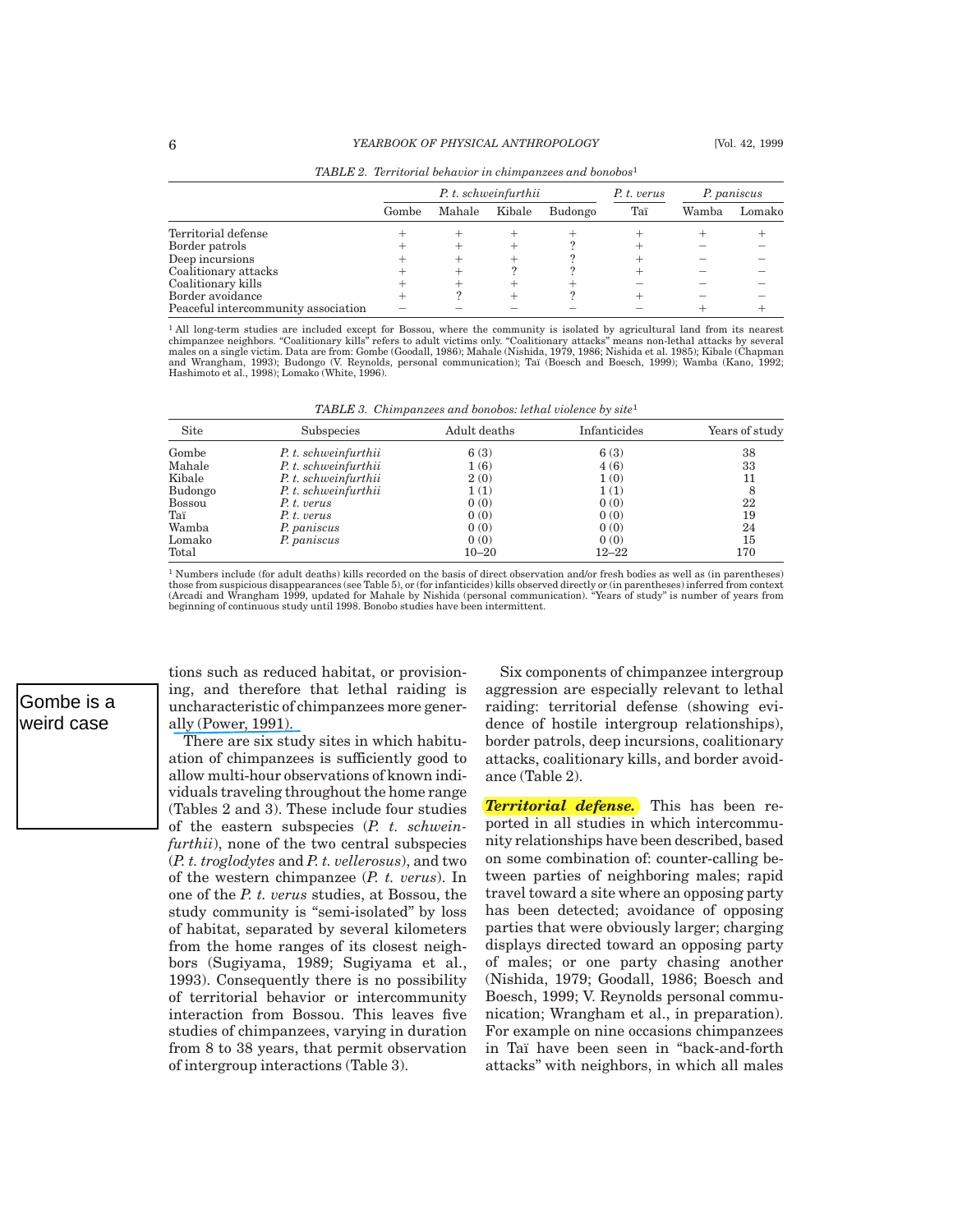*TABLE 2. Territorial behavior in chimpanzees and bonobos*[1]

| | *P. t. schweinfurthii* | | | | *P. t. verus* | *P. paniscus* | |
|---|---|---|---|---|---|---|---|
| | Gombe | Mahale | Kibale | Budongo | Taï | Wamba | Lomako |
| Territorial defense | + | + | + | + | + | + | + |
| Border patrols | + | + | + | ? | + | – | – |
| Deep incursions | + | + | + | ? | + | – | – |
| Coalitionary attacks | + | + | ? | ? | + | – | – |
| Coalitionary kills | + | + | + | + | – | – | – |
| Border avoidance | + | ? | + | ? | + | – | – |
| Peaceful intercommunity association | – | – | – | – | – | + | + |

[1] All long-term studies are included except for Bossou, where the community is isolated by agricultural land from its nearest chimpanzee neighbors. "Coalitionary kills" refers to adult victims only. "Coalitionary attacks" means non-lethal attacks by several males on a single victim. Data are from: Gombe (Goodall, 1986); Mahale (Nishida, 1979, 1986; Nishida et al. 1985); Kibale (Chapman and Wrangham, 1993); Budongo (V. Reynolds, personal communication); Taï (Boesch and Boesch, 1999); Wamba (Kano, 1992; Hashimoto et al., 1998); Lomako (White, 1996).

*TABLE 3. Chimpanzees and bonobos: lethal violence by site*[1]

| Site | Subspecies | Adult deaths | Infanticides | Years of study |
|---|---|---|---|---|
| Gombe | *P. t. schweinfurthii* | 6 (3) | 6 (3) | 38 |
| Mahale | *P. t. schweinfurthii* | 1 (6) | 4 (6) | 33 |
| Kibale | *P. t. schweinfurthii* | 2 (0) | 1 (0) | 11 |
| Budongo | *P. t. schweinfurthii* | 1 (1) | 1 (1) | 8 |
| Bossou | *P. t. verus* | 0 (0) | 0 (0) | 22 |
| Taï | *P. t. verus* | 0 (0) | 0 (0) | 19 |
| Wamba | *P. paniscus* | 0 (0) | 0 (0) | 24 |
| Lomako | *P. paniscus* | 0 (0) | 0 (0) | 15 |
| Total | | 10–20 | 12–22 | 170 |

[1] Numbers include (for adult deaths) kills recorded on the basis of direct observation and/or fresh bodies as well as (in parentheses) those from suspicious disappearances (see Table 5), or (for infanticides) kills observed directly or (in parentheses) inferred from context (Arcadi and Wrangham 1999, updated for Mahale by Nishida (personal communication). "Years of study" is number of years from beginning of continuous study until 1998. Bonobo studies have been intermittent.

tions such as reduced habitat, or provisioning, and therefore that lethal raiding is uncharacteristic of chimpanzees more generally (Power, 1991).

Gombe is a weird case

There are six study sites in which habituation of chimpanzees is sufficiently good to allow multi-hour observations of known individuals traveling throughout the home range (Tables 2 and 3). These include four studies of the eastern subspecies (*P. t. schweinfurthii*), none of the two central subspecies (*P. t. troglodytes* and *P. t. vellerosus*), and two of the western chimpanzee (*P. t. verus*). In one of the *P. t. verus* studies, at Bossou, the study community is "semi-isolated" by loss of habitat, separated by several kilometers from the home ranges of its closest neighbors (Sugiyama, 1989; Sugiyama et al., 1993). Consequently there is no possibility of territorial behavior or intercommunity interaction from Bossou. This leaves five studies of chimpanzees, varying in duration from 8 to 38 years, that permit observation of intergroup interactions (Table 3).

Six components of chimpanzee intergroup aggression are especially relevant to lethal raiding: territorial defense (showing evidence of hostile intergroup relationships), border patrols, deep incursions, coalitionary attacks, coalitionary kills, and border avoidance (Table 2).

***Territorial defense.*** This has been reported in all studies in which intercommunity relationships have been described, based on some combination of: counter-calling between parties of neighboring males; rapid travel toward a site where an opposing party has been detected; avoidance of opposing parties that were obviously larger; charging displays directed toward an opposing party of males; or one party chasing another (Nishida, 1979; Goodall, 1986; Boesch and Boesch, 1999; V. Reynolds personal communication; Wrangham et al., in preparation). For example on nine occasions chimpanzees in Taï have been seen in "back-and-forth attacks" with neighbors, in which all males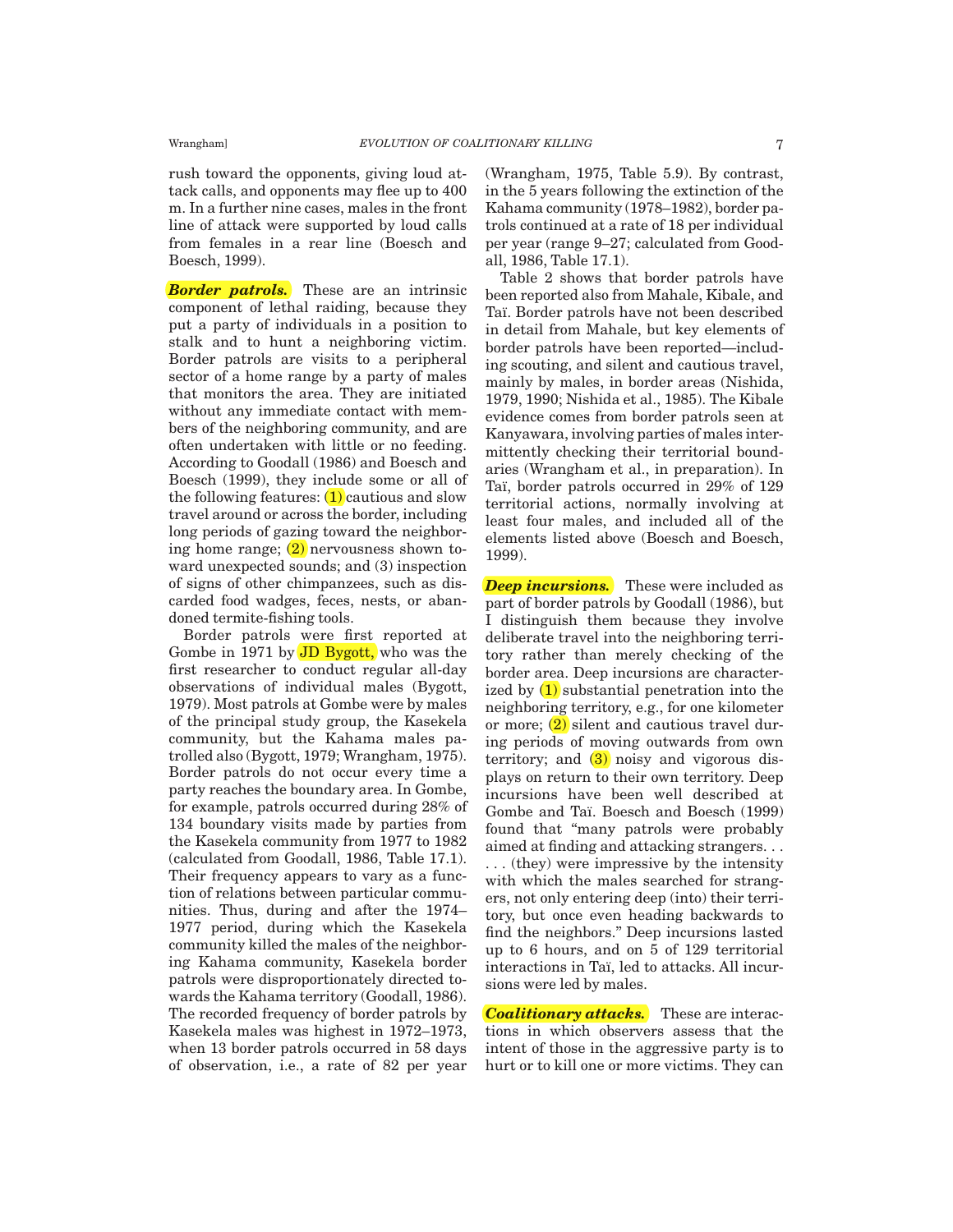rush toward the opponents, giving loud attack calls, and opponents may flee up to 400 m. In a further nine cases, males in the front line of attack were supported by loud calls from females in a rear line (Boesch and Boesch, 1999).

***Border patrols.*** These are an intrinsic component of lethal raiding, because they put a party of individuals in a position to stalk and to hunt a neighboring victim. Border patrols are visits to a peripheral sector of a home range by a party of males that monitors the area. They are initiated without any immediate contact with members of the neighboring community, and are often undertaken with little or no feeding. According to Goodall (1986) and Boesch and Boesch (1999), they include some or all of the following features: (1) cautious and slow travel around or across the border, including long periods of gazing toward the neighboring home range; (2) nervousness shown toward unexpected sounds; and (3) inspection of signs of other chimpanzees, such as discarded food wadges, feces, nests, or abandoned termite-fishing tools.

Border patrols were first reported at Gombe in 1971 by JD Bygott, who was the first researcher to conduct regular all-day observations of individual males (Bygott, 1979). Most patrols at Gombe were by males of the principal study group, the Kasekela community, but the Kahama males patrolled also (Bygott, 1979; Wrangham, 1975). Border patrols do not occur every time a party reaches the boundary area. In Gombe, for example, patrols occurred during 28% of 134 boundary visits made by parties from the Kasekela community from 1977 to 1982 (calculated from Goodall, 1986, Table 17.1). Their frequency appears to vary as a function of relations between particular communities. Thus, during and after the 1974–1977 period, during which the Kasekela community killed the males of the neighboring Kahama community, Kasekela border patrols were disproportionately directed towards the Kahama territory (Goodall, 1986). The recorded frequency of border patrols by Kasekela males was highest in 1972–1973, when 13 border patrols occurred in 58 days of observation, i.e., a rate of 82 per year (Wrangham, 1975, Table 5.9). By contrast, in the 5 years following the extinction of the Kahama community (1978–1982), border patrols continued at a rate of 18 per individual per year (range 9–27; calculated from Goodall, 1986, Table 17.1).

Table 2 shows that border patrols have been reported also from Mahale, Kibale, and Taï. Border patrols have not been described in detail from Mahale, but key elements of border patrols have been reported—including scouting, and silent and cautious travel, mainly by males, in border areas (Nishida, 1979, 1990; Nishida et al., 1985). The Kibale evidence comes from border patrols seen at Kanyawara, involving parties of males intermittently checking their territorial boundaries (Wrangham et al., in preparation). In Taï, border patrols occurred in 29% of 129 territorial actions, normally involving at least four males, and included all of the elements listed above (Boesch and Boesch, 1999).

***Deep incursions.*** These were included as part of border patrols by Goodall (1986), but I distinguish them because they involve deliberate travel into the neighboring territory rather than merely checking of the border area. Deep incursions are characterized by (1) substantial penetration into the neighboring territory, e.g., for one kilometer or more; (2) silent and cautious travel during periods of moving outwards from own territory; and (3) noisy and vigorous displays on return to their own territory. Deep incursions have been well described at Gombe and Taï. Boesch and Boesch (1999) found that "many patrols were probably aimed at finding and attacking strangers. . . . . . (they) were impressive by the intensity with which the males searched for strangers, not only entering deep (into) their territory, but once even heading backwards to find the neighbors." Deep incursions lasted up to 6 hours, and on 5 of 129 territorial interactions in Taï, led to attacks. All incursions were led by males.

***Coalitionary attacks.*** These are interactions in which observers assess that the intent of those in the aggressive party is to hurt or to kill one or more victims. They can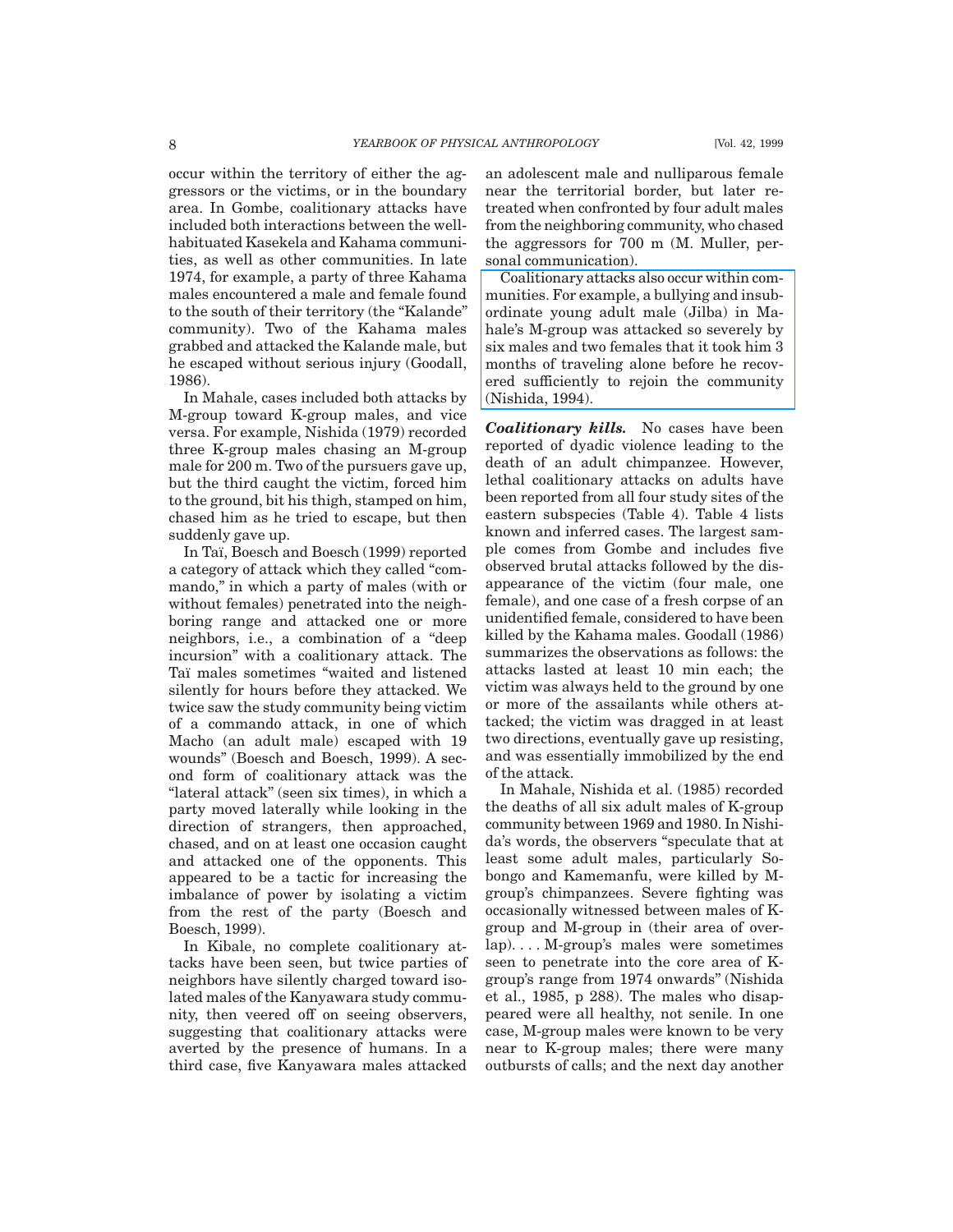occur within the territory of either the aggressors or the victims, or in the boundary area. In Gombe, coalitionary attacks have included both interactions between the well-habituated Kasekela and Kahama communities, as well as other communities. In late 1974, for example, a party of three Kahama males encountered a male and female found to the south of their territory (the "Kalande" community). Two of the Kahama males grabbed and attacked the Kalande male, but he escaped without serious injury (Goodall, 1986).

In Mahale, cases included both attacks by M-group toward K-group males, and vice versa. For example, Nishida (1979) recorded three K-group males chasing an M-group male for 200 m. Two of the pursuers gave up, but the third caught the victim, forced him to the ground, bit his thigh, stamped on him, chased him as he tried to escape, but then suddenly gave up.

In Taï, Boesch and Boesch (1999) reported a category of attack which they called "commando," in which a party of males (with or without females) penetrated into the neighboring range and attacked one or more neighbors, i.e., a combination of a "deep incursion" with a coalitionary attack. The Taï males sometimes "waited and listened silently for hours before they attacked. We twice saw the study community being victim of a commando attack, in one of which Macho (an adult male) escaped with 19 wounds" (Boesch and Boesch, 1999). A second form of coalitionary attack was the "lateral attack" (seen six times), in which a party moved laterally while looking in the direction of strangers, then approached, chased, and on at least one occasion caught and attacked one of the opponents. This appeared to be a tactic for increasing the imbalance of power by isolating a victim from the rest of the party (Boesch and Boesch, 1999).

In Kibale, no complete coalitionary attacks have been seen, but twice parties of neighbors have silently charged toward isolated males of the Kanyawara study community, then veered off on seeing observers, suggesting that coalitionary attacks were averted by the presence of humans. In a third case, five Kanyawara males attacked an adolescent male and nulliparous female near the territorial border, but later retreated when confronted by four adult males from the neighboring community, who chased the aggressors for 700 m (M. Muller, personal communication).

Coalitionary attacks also occur within communities. For example, a bullying and insubordinate young adult male (Jilba) in Mahale's M-group was attacked so severely by six males and two females that it took him 3 months of traveling alone before he recovered sufficiently to rejoin the community (Nishida, 1994).

***Coalitionary kills.*** No cases have been reported of dyadic violence leading to the death of an adult chimpanzee. However, lethal coalitionary attacks on adults have been reported from all four study sites of the eastern subspecies (Table 4). Table 4 lists known and inferred cases. The largest sample comes from Gombe and includes five observed brutal attacks followed by the disappearance of the victim (four male, one female), and one case of a fresh corpse of an unidentified female, considered to have been killed by the Kahama males. Goodall (1986) summarizes the observations as follows: the attacks lasted at least 10 min each; the victim was always held to the ground by one or more of the assailants while others attacked; the victim was dragged in at least two directions, eventually gave up resisting, and was essentially immobilized by the end of the attack.

In Mahale, Nishida et al. (1985) recorded the deaths of all six adult males of K-group community between 1969 and 1980. In Nishida's words, the observers "speculate that at least some adult males, particularly Sobongo and Kamemanfu, were killed by M-group's chimpanzees. Severe fighting was occasionally witnessed between males of K-group and M-group in (their area of overlap). . . . M-group's males were sometimes seen to penetrate into the core area of K-group's range from 1974 onwards" (Nishida et al., 1985, p 288). The males who disappeared were all healthy, not senile. In one case, M-group males were known to be very near to K-group males; there were many outbursts of calls; and the next day another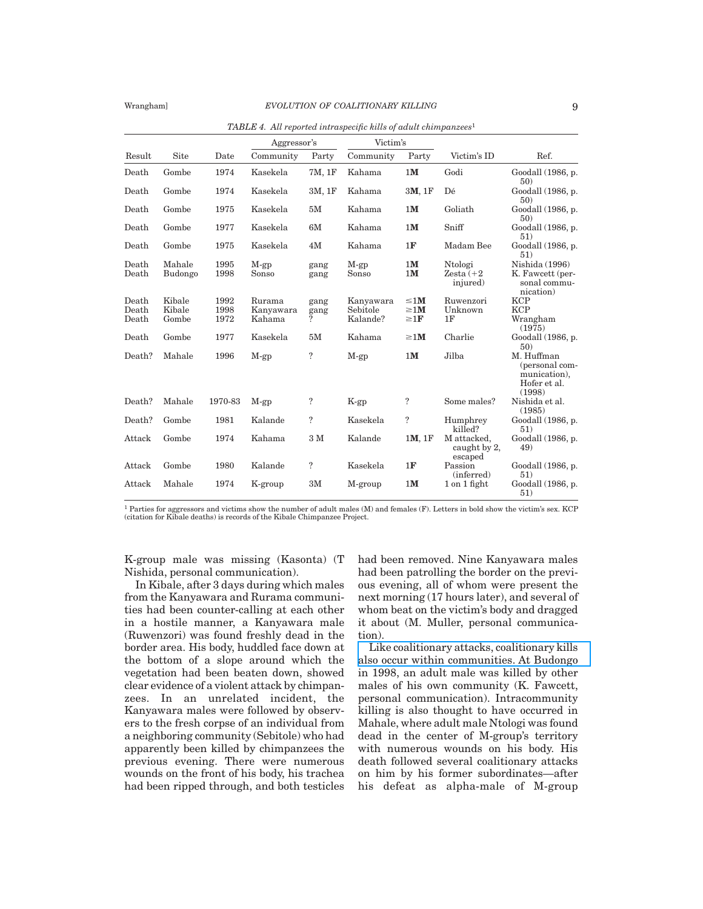*TABLE 4. All reported intraspecific kills of adult chimpanzees*[1]

| | | | Aggressor's | | Victim's | | | |
|---|---|---|---|---|---|---|---|---|
| Result | Site | Date | Community | Party | Community | Party | Victim's ID | Ref. |
| Death | Gombe | 1974 | Kasekela | 7M, 1F | Kahama | 1**M** | Godi | Goodall (1986, p. 50) |
| Death | Gombe | 1974 | Kasekela | 3M, 1F | Kahama | 3**M**, 1F | Dé | Goodall (1986, p. 50) |
| Death | Gombe | 1975 | Kasekela | 5M | Kahama | 1**M** | Goliath | Goodall (1986, p. 50) |
| Death | Gombe | 1977 | Kasekela | 6M | Kahama | 1**M** | Sniff | Goodall (1986, p. 51) |
| Death | Gombe | 1975 | Kasekela | 4M | Kahama | 1**F** | Madam Bee | Goodall (1986, p. 51) |
| Death | Mahale | 1995 | M-gp | gang | M-gp | 1**M** | Ntologi | Nishida (1996) |
| Death | Budongo | 1998 | Sonso | gang | Sonso | 1**M** | Zesta (+2 injured) | K. Fawcett (personal communication) |
| Death | Kibale | 1992 | Rurama | gang | Kanyawara | ≤1**M** | Ruwenzori | KCP |
| Death | Kibale | 1998 | Kanyawara | gang | Sebitole | ≥1**M** | Unknown | KCP |
| Death | Gombe | 1972 | Kahama | ? | Kalande? | ≥1**F** | 1F | Wrangham (1975) |
| Death | Gombe | 1977 | Kasekela | 5M | Kahama | ≥1**M** | Charlie | Goodall (1986, p. 50) |
| Death? | Mahale | 1996 | M-gp | ? | M-gp | 1**M** | Jilba | M. Huffman (personal communication), Hofer et al. (1998) |
| Death? | Mahale | 1970-83 | M-gp | ? | K-gp | ? | Some males? | Nishida et al. (1985) |
| Death? | Gombe | 1981 | Kalande | ? | Kasekela | ? | Humphrey killed? | Goodall (1986, p. 51) |
| Attack | Gombe | 1974 | Kahama | 3 M | Kalande | 1**M**, 1F | M attacked, caught by 2, escaped | Goodall (1986, p. 49) |
| Attack | Gombe | 1980 | Kalande | ? | Kasekela | 1**F** | Passion (inferred) | Goodall (1986, p. 51) |
| Attack | Mahale | 1974 | K-group | 3M | M-group | 1**M** | 1 on 1 fight | Goodall (1986, p. 51) |

[1] Parties for aggressors and victims show the number of adult males (M) and females (F). Letters in bold show the victim's sex. KCP (citation for Kibale deaths) is records of the Kibale Chimpanzee Project.

K-group male was missing (Kasonta) (T Nishida, personal communication).

In Kibale, after 3 days during which males from the Kanyawara and Rurama communities had been counter-calling at each other in a hostile manner, a Kanyawara male (Ruwenzori) was found freshly dead in the border area. His body, huddled face down at the bottom of a slope around which the vegetation had been beaten down, showed clear evidence of a violent attack by chimpanzees. In an unrelated incident, the Kanyawara males were followed by observers to the fresh corpse of an individual from a neighboring community (Sebitole) who had apparently been killed by chimpanzees the previous evening. There were numerous wounds on the front of his body, his trachea had been ripped through, and both testicles had been removed. Nine Kanyawara males had been patrolling the border on the previous evening, all of whom were present the next morning (17 hours later), and several of whom beat on the victim's body and dragged it about (M. Muller, personal communication).

Like coalitionary attacks, coalitionary kills also occur within communities. At Budongo in 1998, an adult male was killed by other males of his own community (K. Fawcett, personal communication). Intracommunity killing is also thought to have occurred in Mahale, where adult male Ntologi was found dead in the center of M-group's territory with numerous wounds on his body. His death followed several coalitionary attacks on him by his former subordinates—after his defeat as alpha-male of M-group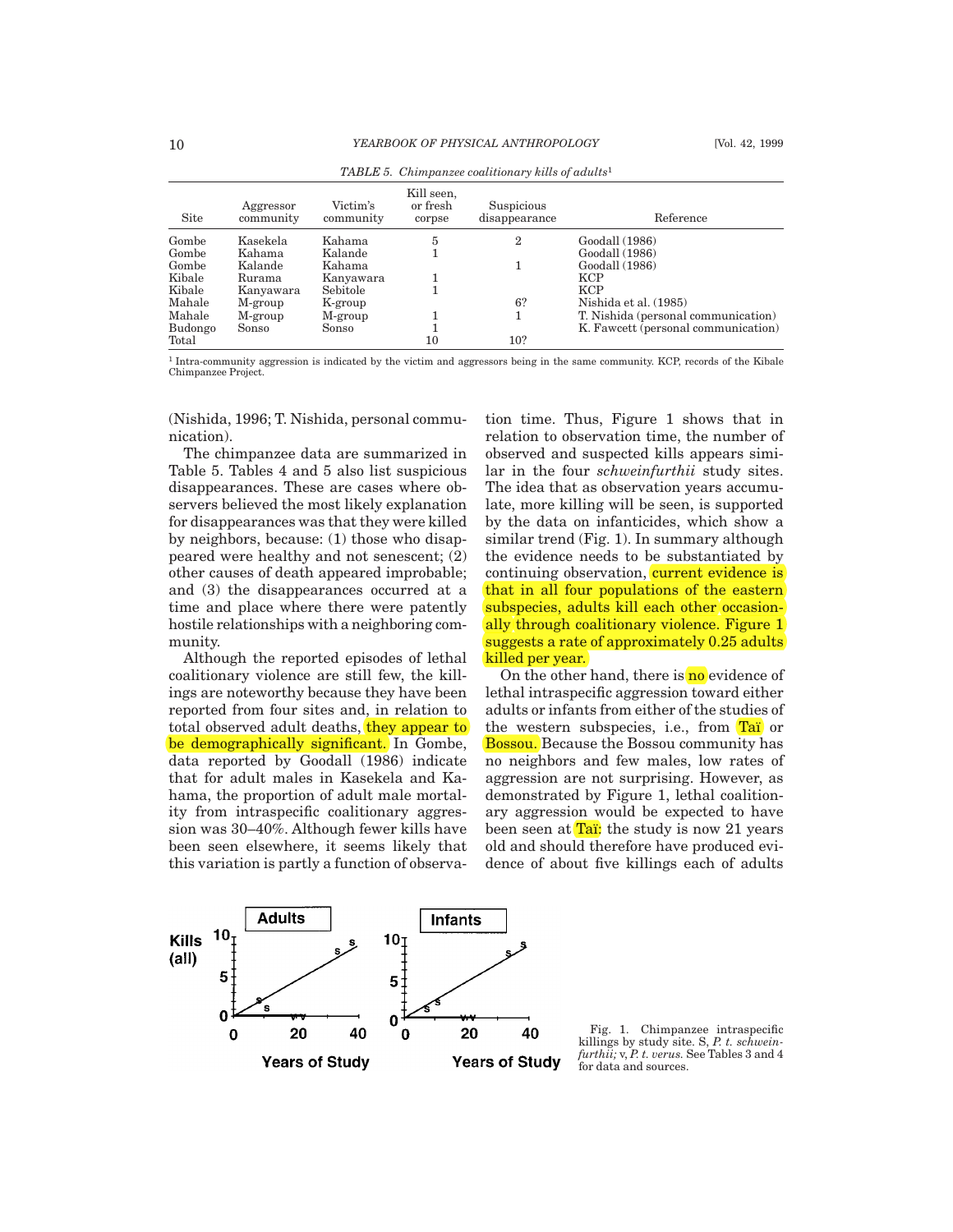*TABLE 5. Chimpanzee coalitionary kills of adults*[1]

| Site | Aggressor community | Victim's community | Kill seen, or fresh corpse | Suspicious disappearance | Reference |
|---|---|---|---|---|---|
| Gombe | Kasekela | Kahama | 5 | 2 | Goodall (1986) |
| Gombe | Kahama | Kalande | 1 | | Goodall (1986) |
| Gombe | Kalande | Kahama | | 1 | Goodall (1986) |
| Kibale | Rurama | Kanyawara | 1 | | KCP |
| Kibale | Kanyawara | Sebitole | 1 | | KCP |
| Mahale | M-group | K-group | | 6? | Nishida et al. (1985) |
| Mahale | M-group | M-group | 1 | 1 | T. Nishida (personal communication) |
| Budongo | Sonso | Sonso | 1 | | K. Fawcett (personal communication) |
| Total | | | 10 | 10? | |

[1] Intra-community aggression is indicated by the victim and aggressors being in the same community. KCP, records of the Kibale Chimpanzee Project.

(Nishida, 1996; T. Nishida, personal communication).

The chimpanzee data are summarized in Table 5. Tables 4 and 5 also list suspicious disappearances. These are cases where observers believed the most likely explanation for disappearances was that they were killed by neighbors, because: (1) those who disappeared were healthy and not senescent; (2) other causes of death appeared improbable; and (3) the disappearances occurred at a time and place where there were patently hostile relationships with a neighboring community.

Although the reported episodes of lethal coalitionary violence are still few, the killings are noteworthy because they have been reported from four sites and, in relation to total observed adult deaths, they appear to be demographically significant. In Gombe, data reported by Goodall (1986) indicate that for adult males in Kasekela and Kahama, the proportion of adult male mortality from intraspecific coalitionary aggression was 30–40%. Although fewer kills have been seen elsewhere, it seems likely that this variation is partly a function of observation time. Thus, Figure 1 shows that in relation to observation time, the number of observed and suspected kills appears similar in the four *schweinfurthii* study sites. The idea that as observation years accumulate, more killing will be seen, is supported by the data on infanticides, which show a similar trend (Fig. 1). In summary although the evidence needs to be substantiated by continuing observation, current evidence is that in all four populations of the eastern subspecies, adults kill each other occasionally through coalitionary violence. Figure 1 suggests a rate of approximately 0.25 adults killed per year.

On the other hand, there is no evidence of lethal intraspecific aggression toward either adults or infants from either of the studies of the western subspecies, i.e., from Taï or Bossou. Because the Bossou community has no neighbors and few males, low rates of aggression are not surprising. However, as demonstrated by Figure 1, lethal coalitionary aggression would be expected to have been seen at Taï: the study is now 21 years old and should therefore have produced evidence of about five killings each of adults

Fig. 1. Chimpanzee intraspecific killings by study site. S, *P. t. schweinfurthii;* v, *P. t. verus.* See Tables 3 and 4 for data and sources.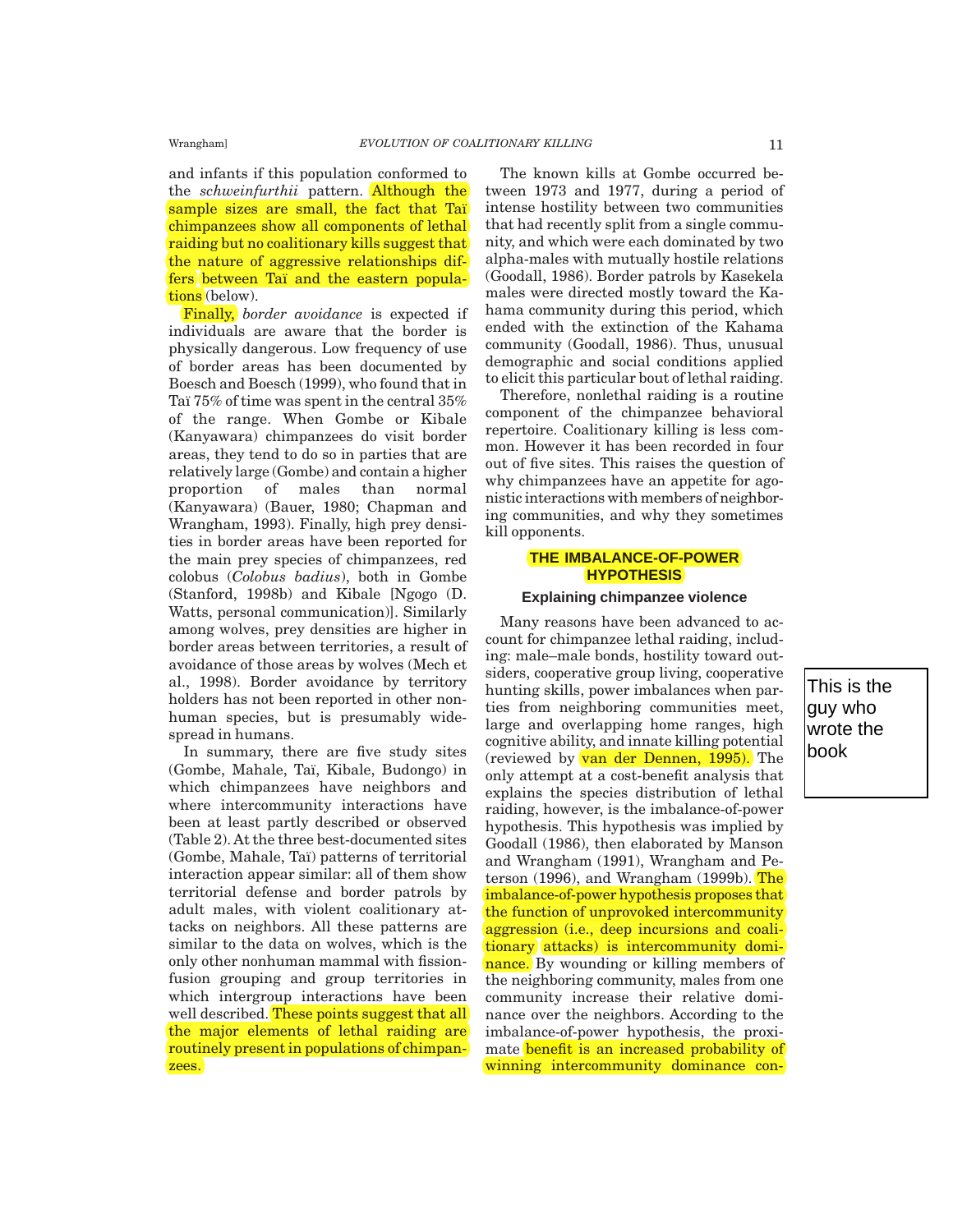and infants if this population conformed to the *schweinfurthii* pattern. Although the sample sizes are small, the fact that Taï chimpanzees show all components of lethal raiding but no coalitionary kills suggest that the nature of aggressive relationships differs between Taï and the eastern populations (below).

Finally, *border avoidance* is expected if individuals are aware that the border is physically dangerous. Low frequency of use of border areas has been documented by Boesch and Boesch (1999), who found that in Taï 75% of time was spent in the central 35% of the range. When Gombe or Kibale (Kanyawara) chimpanzees do visit border areas, they tend to do so in parties that are relatively large (Gombe) and contain a higher proportion of males than normal (Kanyawara) (Bauer, 1980; Chapman and Wrangham, 1993). Finally, high prey densities in border areas have been reported for the main prey species of chimpanzees, red colobus (*Colobus badius*), both in Gombe (Stanford, 1998b) and Kibale [Ngogo (D. Watts, personal communication)]. Similarly among wolves, prey densities are higher in border areas between territories, a result of avoidance of those areas by wolves (Mech et al., 1998). Border avoidance by territory holders has not been reported in other nonhuman species, but is presumably widespread in humans.

In summary, there are five study sites (Gombe, Mahale, Taï, Kibale, Budongo) in which chimpanzees have neighbors and where intercommunity interactions have been at least partly described or observed (Table 2). At the three best-documented sites (Gombe, Mahale, Taï) patterns of territorial interaction appear similar: all of them show territorial defense and border patrols by adult males, with violent coalitionary attacks on neighbors. All these patterns are similar to the data on wolves, which is the only other nonhuman mammal with fission-fusion grouping and group territories in which intergroup interactions have been well described. These points suggest that all the major elements of lethal raiding are routinely present in populations of chimpanzees.

The known kills at Gombe occurred between 1973 and 1977, during a period of intense hostility between two communities that had recently split from a single community, and which were each dominated by two alpha-males with mutually hostile relations (Goodall, 1986). Border patrols by Kasekela males were directed mostly toward the Kahama community during this period, which ended with the extinction of the Kahama community (Goodall, 1986). Thus, unusual demographic and social conditions applied to elicit this particular bout of lethal raiding.

Therefore, nonlethal raiding is a routine component of the chimpanzee behavioral repertoire. Coalitionary killing is less common. However it has been recorded in four out of five sites. This raises the question of why chimpanzees have an appetite for agonistic interactions with members of neighboring communities, and why they sometimes kill opponents.

## THE IMBALANCE-OF-POWER HYPOTHESIS

### Explaining chimpanzee violence

Many reasons have been advanced to account for chimpanzee lethal raiding, including: male–male bonds, hostility toward outsiders, cooperative group living, cooperative hunting skills, power imbalances when parties from neighboring communities meet, large and overlapping home ranges, high cognitive ability, and innate killing potential (reviewed by van der Dennen, 1995). The only attempt at a cost-benefit analysis that explains the species distribution of lethal raiding, however, is the imbalance-of-power hypothesis. This hypothesis was implied by Goodall (1986), then elaborated by Manson and Wrangham (1991), Wrangham and Peterson (1996), and Wrangham (1999b). The imbalance-of-power hypothesis proposes that the function of unprovoked intercommunity aggression (i.e., deep incursions and coalitionary attacks) is intercommunity dominance. By wounding or killing members of the neighboring community, males from one community increase their relative dominance over the neighbors. According to the imbalance-of-power hypothesis, the proximate benefit is an increased probability of winning intercommunity dominance con-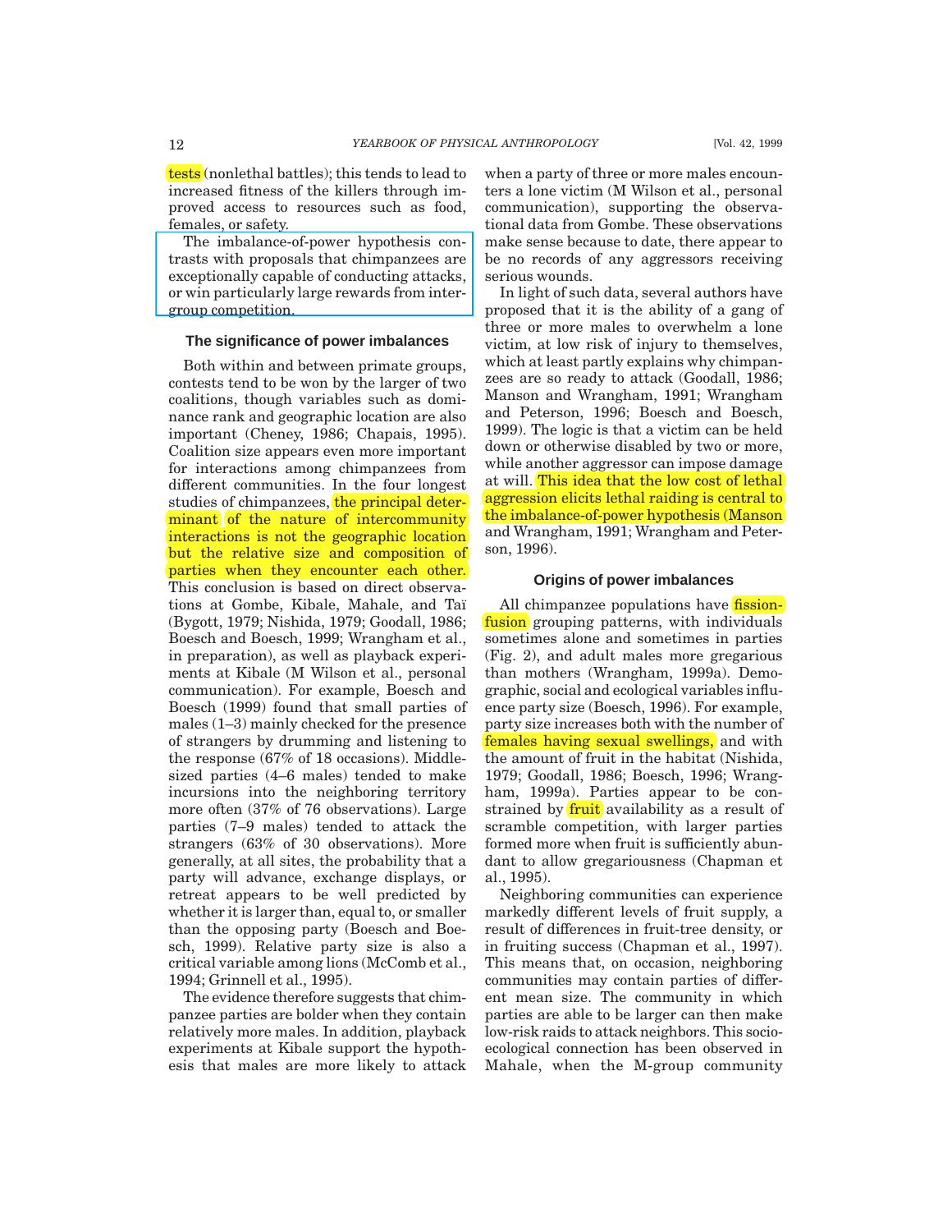tests (nonlethal battles); this tends to lead to increased fitness of the killers through improved access to resources such as food, females, or safety.

The imbalance-of-power hypothesis contrasts with proposals that chimpanzees are exceptionally capable of conducting attacks, or win particularly large rewards from intergroup competition.

### The significance of power imbalances

Both within and between primate groups, contests tend to be won by the larger of two coalitions, though variables such as dominance rank and geographic location are also important (Cheney, 1986; Chapais, 1995). Coalition size appears even more important for interactions among chimpanzees from different communities. In the four longest studies of chimpanzees, the principal determinant of the nature of intercommunity interactions is not the geographic location but the relative size and composition of parties when they encounter each other. This conclusion is based on direct observations at Gombe, Kibale, Mahale, and Taï (Bygott, 1979; Nishida, 1979; Goodall, 1986; Boesch and Boesch, 1999; Wrangham et al., in preparation), as well as playback experiments at Kibale (M Wilson et al., personal communication). For example, Boesch and Boesch (1999) found that small parties of males (1–3) mainly checked for the presence of strangers by drumming and listening to the response (67% of 18 occasions). Middle-sized parties (4–6 males) tended to make incursions into the neighboring territory more often (37% of 76 observations). Large parties (7–9 males) tended to attack the strangers (63% of 30 observations). More generally, at all sites, the probability that a party will advance, exchange displays, or retreat appears to be well predicted by whether it is larger than, equal to, or smaller than the opposing party (Boesch and Boesch, 1999). Relative party size is also a critical variable among lions (McComb et al., 1994; Grinnell et al., 1995).

The evidence therefore suggests that chimpanzee parties are bolder when they contain relatively more males. In addition, playback experiments at Kibale support the hypothesis that males are more likely to attack when a party of three or more males encounters a lone victim (M Wilson et al., personal communication), supporting the observational data from Gombe. These observations make sense because to date, there appear to be no records of any aggressors receiving serious wounds.

In light of such data, several authors have proposed that it is the ability of a gang of three or more males to overwhelm a lone victim, at low risk of injury to themselves, which at least partly explains why chimpanzees are so ready to attack (Goodall, 1986; Manson and Wrangham, 1991; Wrangham and Peterson, 1996; Boesch and Boesch, 1999). The logic is that a victim can be held down or otherwise disabled by two or more, while another aggressor can impose damage at will. This idea that the low cost of lethal aggression elicits lethal raiding is central to the imbalance-of-power hypothesis (Manson and Wrangham, 1991; Wrangham and Peterson, 1996).

### Origins of power imbalances

All chimpanzee populations have fission-fusion grouping patterns, with individuals sometimes alone and sometimes in parties (Fig. 2), and adult males more gregarious than mothers (Wrangham, 1999a). Demographic, social and ecological variables influence party size (Boesch, 1996). For example, party size increases both with the number of females having sexual swellings, and with the amount of fruit in the habitat (Nishida, 1979; Goodall, 1986; Boesch, 1996; Wrangham, 1999a). Parties appear to be constrained by fruit availability as a result of scramble competition, with larger parties formed more when fruit is sufficiently abundant to allow gregariousness (Chapman et al., 1995).

Neighboring communities can experience markedly different levels of fruit supply, a result of differences in fruit-tree density, or in fruiting success (Chapman et al., 1997). This means that, on occasion, neighboring communities may contain parties of different mean size. The community in which parties are able to be larger can then make low-risk raids to attack neighbors. This socioecological connection has been observed in Mahale, when the M-group community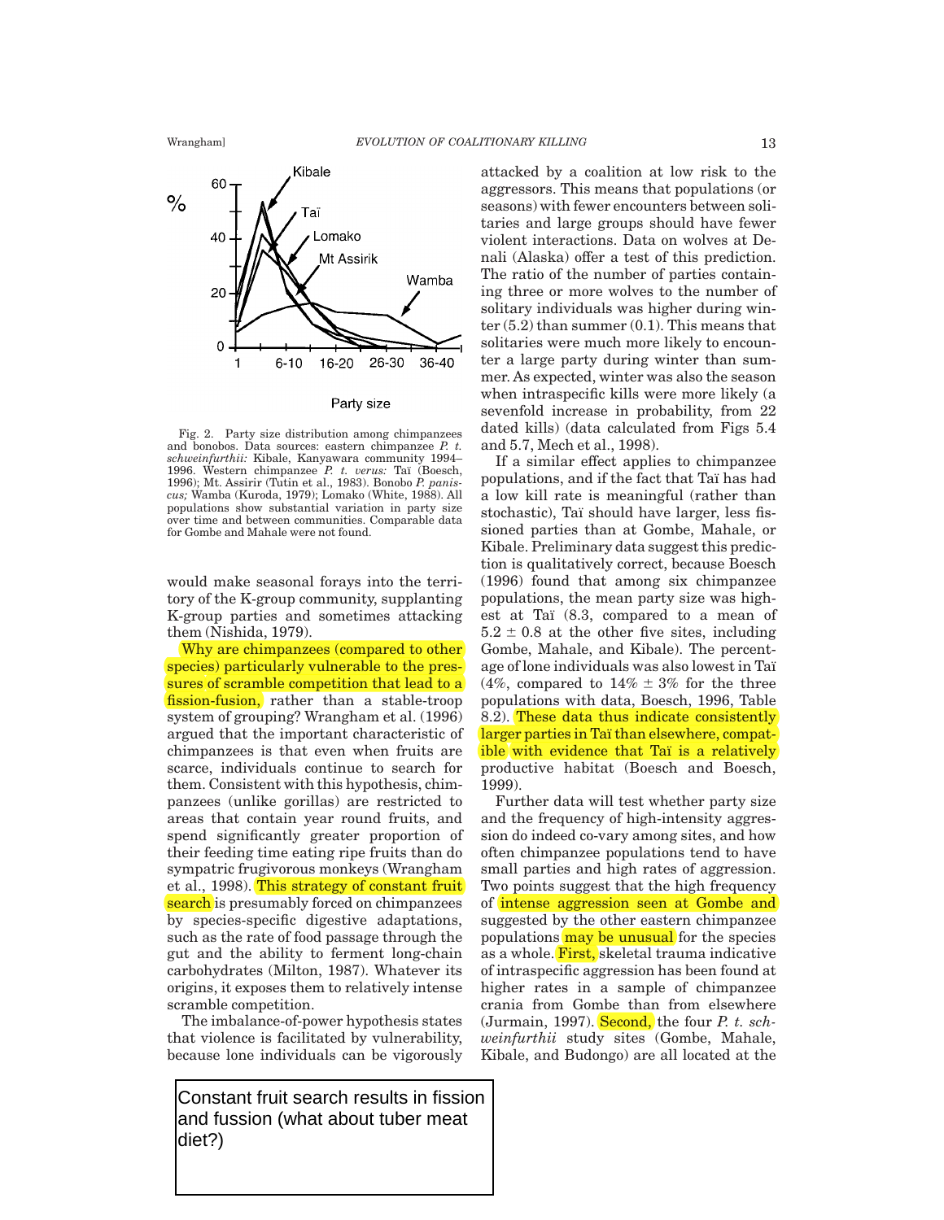Fig. 2. Party size distribution among chimpanzees and bonobos. Data sources: eastern chimpanzee *P. t. schweinfurthii:* Kibale, Kanyawara community 1994–1996. Western chimpanzee *P. t. verus:* Taï (Boesch, 1996); Mt. Assirir (Tutin et al., 1983). Bonobo *P. paniscus;* Wamba (Kuroda, 1979); Lomako (White, 1988). All populations show substantial variation in party size over time and between communities. Comparable data for Gombe and Mahale were not found.

would make seasonal forays into the territory of the K-group community, supplanting K-group parties and sometimes attacking them (Nishida, 1979).

Why are chimpanzees (compared to other species) particularly vulnerable to the pressures of scramble competition that lead to a fission-fusion, rather than a stable-troop system of grouping? Wrangham et al. (1996) argued that the important characteristic of chimpanzees is that even when fruits are scarce, individuals continue to search for them. Consistent with this hypothesis, chimpanzees (unlike gorillas) are restricted to areas that contain year round fruits, and spend significantly greater proportion of their feeding time eating ripe fruits than do sympatric frugivorous monkeys (Wrangham et al., 1998). This strategy of constant fruit search is presumably forced on chimpanzees by species-specific digestive adaptations, such as the rate of food passage through the gut and the ability to ferment long-chain carbohydrates (Milton, 1987). Whatever its origins, it exposes them to relatively intense scramble competition.

The imbalance-of-power hypothesis states that violence is facilitated by vulnerability, because lone individuals can be vigorously attacked by a coalition at low risk to the aggressors. This means that populations (or seasons) with fewer encounters between solitaries and large groups should have fewer violent interactions. Data on wolves at Denali (Alaska) offer a test of this prediction. The ratio of the number of parties containing three or more wolves to the number of solitary individuals was higher during winter (5.2) than summer (0.1). This means that solitaries were much more likely to encounter a large party during winter than summer. As expected, winter was also the season when intraspecific kills were more likely (a sevenfold increase in probability, from 22 dated kills) (data calculated from Figs 5.4 and 5.7, Mech et al., 1998).

If a similar effect applies to chimpanzee populations, and if the fact that Taï has had a low kill rate is meaningful (rather than stochastic), Taï should have larger, less fissioned parties than at Gombe, Mahale, or Kibale. Preliminary data suggest this prediction is qualitatively correct, because Boesch (1996) found that among six chimpanzee populations, the mean party size was highest at Taï (8.3, compared to a mean of $5.2 \pm 0.8$ at the other five sites, including Gombe, Mahale, and Kibale). The percentage of lone individuals was also lowest in Taï (4%, compared to $14\% \pm 3\%$ for the three populations with data, Boesch, 1996, Table 8.2). These data thus indicate consistently larger parties in Taï than elsewhere, compatible with evidence that Taï is a relatively productive habitat (Boesch and Boesch, 1999).

Further data will test whether party size and the frequency of high-intensity aggression do indeed co-vary among sites, and how often chimpanzee populations tend to have small parties and high rates of aggression. Two points suggest that the high frequency of intense aggression seen at Gombe and suggested by the other eastern chimpanzee populations may be unusual for the species as a whole. First, skeletal trauma indicative of intraspecific aggression has been found at higher rates in a sample of chimpanzee crania from Gombe than from elsewhere (Jurmain, 1997). Second, the four *P. t. schweinfurthii* study sites (Gombe, Mahale, Kibale, and Budongo) are all located at the

Constant fruit search results in fission and fussion (what about tuber meat diet?)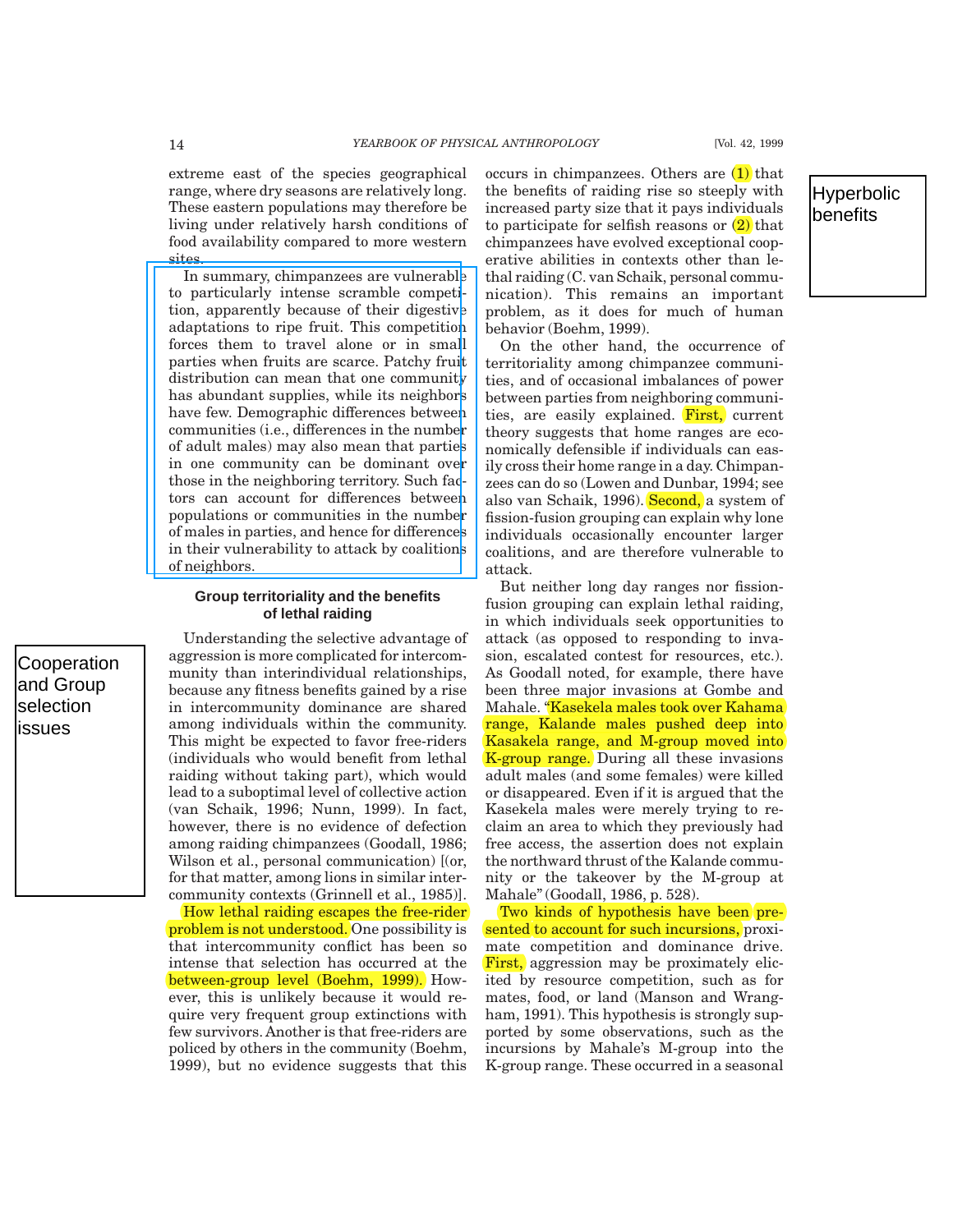extreme east of the species geographical range, where dry seasons are relatively long. These eastern populations may therefore be living under relatively harsh conditions of food availability compared to more western sites.

In summary, chimpanzees are vulnerable to particularly intense scramble competition, apparently because of their digestive adaptations to ripe fruit. This competition forces them to travel alone or in small parties when fruits are scarce. Patchy fruit distribution can mean that one community has abundant supplies, while its neighbors have few. Demographic differences between communities (i.e., differences in the number of adult males) may also mean that parties in one community can be dominant over those in the neighboring territory. Such factors can account for differences between populations or communities in the number of males in parties, and hence for differences in their vulnerability to attack by coalitions of neighbors.

### Group territoriality and the benefits of lethal raiding

Understanding the selective advantage of aggression is more complicated for intercommunity than interindividual relationships, because any fitness benefits gained by a rise in intercommunity dominance are shared among individuals within the community. This might be expected to favor free-riders (individuals who would benefit from lethal raiding without taking part), which would lead to a suboptimal level of collective action (van Schaik, 1996; Nunn, 1999). In fact, however, there is no evidence of defection among raiding chimpanzees (Goodall, 1986; Wilson et al., personal communication) [(or, for that matter, among lions in similar intercommunity contexts (Grinnell et al., 1985)].

How lethal raiding escapes the free-rider problem is not understood. One possibility is that intercommunity conflict has been so intense that selection has occurred at the between-group level (Boehm, 1999). However, this is unlikely because it would require very frequent group extinctions with few survivors. Another is that free-riders are policed by others in the community (Boehm, 1999), but no evidence suggests that this occurs in chimpanzees. Others are (1) that the benefits of raiding rise so steeply with increased party size that it pays individuals to participate for selfish reasons or (2) that chimpanzees have evolved exceptional cooperative abilities in contexts other than lethal raiding (C. van Schaik, personal communication). This remains an important problem, as it does for much of human behavior (Boehm, 1999).

On the other hand, the occurrence of territoriality among chimpanzee communities, and of occasional imbalances of power between parties from neighboring communities, are easily explained. First, current theory suggests that home ranges are economically defensible if individuals can easily cross their home range in a day. Chimpanzees can do so (Lowen and Dunbar, 1994; see also van Schaik, 1996). Second, a system of fission-fusion grouping can explain why lone individuals occasionally encounter larger coalitions, and are therefore vulnerable to attack.

But neither long day ranges nor fission-fusion grouping can explain lethal raiding, in which individuals seek opportunities to attack (as opposed to responding to invasion, escalated contest for resources, etc.). As Goodall noted, for example, there have been three major invasions at Gombe and Mahale. "Kasekela males took over Kahama range, Kalande males pushed deep into Kasakela range, and M-group moved into K-group range. During all these invasions adult males (and some females) were killed or disappeared. Even if it is argued that the Kasekela males were merely trying to reclaim an area to which they previously had free access, the assertion does not explain the northward thrust of the Kalande community or the takeover by the M-group at Mahale" (Goodall, 1986, p. 528).

Two kinds of hypothesis have been presented to account for such incursions, proximate competition and dominance drive. First, aggression may be proximately elicited by resource competition, such as for mates, food, or land (Manson and Wrangham, 1991). This hypothesis is strongly supported by some observations, such as the incursions by Mahale's M-group into the K-group range. These occurred in a seasonal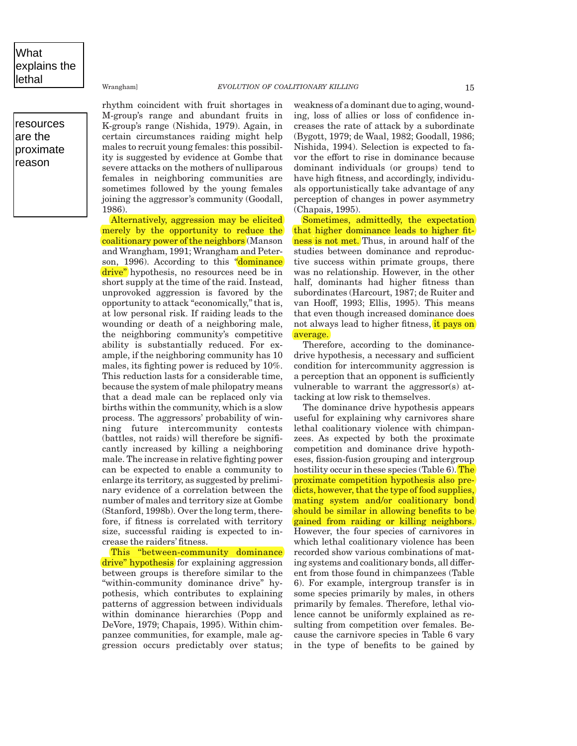What explains the lethal

resources are the proximate reason

rhythm coincident with fruit shortages in M-group's range and abundant fruits in K-group's range (Nishida, 1979). Again, in certain circumstances raiding might help males to recruit young females: this possibility is suggested by evidence at Gombe that severe attacks on the mothers of nulliparous females in neighboring communities are sometimes followed by the young females joining the aggressor's community (Goodall, 1986).

Alternatively, aggression may be elicited merely by the opportunity to reduce the coalitionary power of the neighbors (Manson and Wrangham, 1991; Wrangham and Peterson, 1996). According to this "dominance drive" hypothesis, no resources need be in short supply at the time of the raid. Instead, unprovoked aggression is favored by the opportunity to attack "economically," that is, at low personal risk. If raiding leads to the wounding or death of a neighboring male, the neighboring community's competitive ability is substantially reduced. For example, if the neighboring community has 10 males, its fighting power is reduced by 10%. This reduction lasts for a considerable time, because the system of male philopatry means that a dead male can be replaced only via births within the community, which is a slow process. The aggressors' probability of winning future intercommunity contests (battles, not raids) will therefore be significantly increased by killing a neighboring male. The increase in relative fighting power can be expected to enable a community to enlarge its territory, as suggested by preliminary evidence of a correlation between the number of males and territory size at Gombe (Stanford, 1998b). Over the long term, therefore, if fitness is correlated with territory size, successful raiding is expected to increase the raiders' fitness.

This "between-community dominance drive" hypothesis for explaining aggression between groups is therefore similar to the "within-community dominance drive" hypothesis, which contributes to explaining patterns of aggression between individuals within dominance hierarchies (Popp and DeVore, 1979; Chapais, 1995). Within chimpanzee communities, for example, male aggression occurs predictably over status; weakness of a dominant due to aging, wounding, loss of allies or loss of confidence increases the rate of attack by a subordinate (Bygott, 1979; de Waal, 1982; Goodall, 1986; Nishida, 1994). Selection is expected to favor the effort to rise in dominance because dominant individuals (or groups) tend to have high fitness, and accordingly, individuals opportunistically take advantage of any perception of changes in power asymmetry (Chapais, 1995).

Sometimes, admittedly, the expectation that higher dominance leads to higher fitness is not met. Thus, in around half of the studies between dominance and reproductive success within primate groups, there was no relationship. However, in the other half, dominants had higher fitness than subordinates (Harcourt, 1987; de Ruiter and van Hooff, 1993; Ellis, 1995). This means that even though increased dominance does not always lead to higher fitness, it pays on average.

Therefore, according to the dominance-drive hypothesis, a necessary and sufficient condition for intercommunity aggression is a perception that an opponent is sufficiently vulnerable to warrant the aggressor(s) attacking at low risk to themselves.

The dominance drive hypothesis appears useful for explaining why carnivores share lethal coalitionary violence with chimpanzees. As expected by both the proximate competition and dominance drive hypotheses, fission-fusion grouping and intergroup hostility occur in these species (Table 6). The proximate competition hypothesis also predicts, however, that the type of food supplies, mating system and/or coalitionary bond should be similar in allowing benefits to be gained from raiding or killing neighbors. However, the four species of carnivores in which lethal coalitionary violence has been recorded show various combinations of mating systems and coalitionary bonds, all different from those found in chimpanzees (Table 6). For example, intergroup transfer is in some species primarily by males, in others primarily by females. Therefore, lethal violence cannot be uniformly explained as resulting from competition over females. Because the carnivore species in Table 6 vary in the type of benefits to be gained by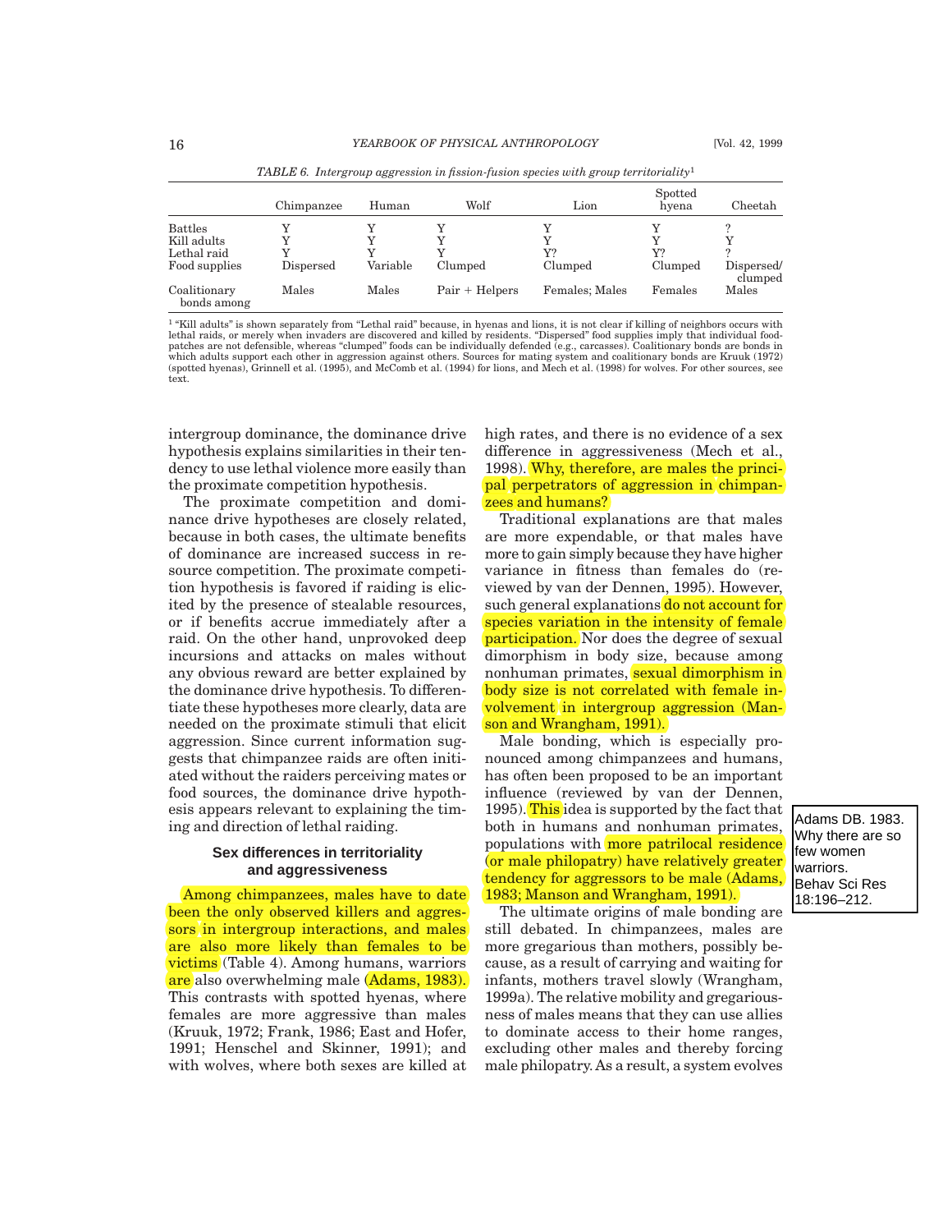*TABLE 6. Intergroup aggression in fission-fusion species with group territoriality*[1]

| | Chimpanzee | Human | Wolf | Lion | Spotted hyena | Cheetah |
|---|---|---|---|---|---|---|
| Battles | Y | Y | Y | Y | Y | ? |
| Kill adults | Y | Y | Y | Y | Y | Y |
| Lethal raid | Y | Y | Y | Y? | Y? | ? |
| Food supplies | Dispersed | Variable | Clumped | Clumped | Clumped | Dispersed/ clumped |
| Coalitionary bonds among | Males | Males | Pair + Helpers | Females; Males | Females | Males |

[1] "Kill adults" is shown separately from "Lethal raid" because, in hyenas and lions, it is not clear if killing of neighbors occurs with lethal raids, or merely when invaders are discovered and killed by residents. "Dispersed" food supplies imply that individual food-patches are not defensible, whereas "clumped" foods can be individually defended (e.g., carcasses). Coalitionary bonds are bonds in which adults support each other in aggression against others. Sources for mating system and coalitionary bonds are Kruuk (1972) (spotted hyenas), Grinnell et al. (1995), and McComb et al. (1994) for lions, and Mech et al. (1998) for wolves. For other sources, see text.

intergroup dominance, the dominance drive hypothesis explains similarities in their tendency to use lethal violence more easily than the proximate competition hypothesis.

The proximate competition and dominance drive hypotheses are closely related, because in both cases, the ultimate benefits of dominance are increased success in resource competition. The proximate competition hypothesis is favored if raiding is elicited by the presence of stealable resources, or if benefits accrue immediately after a raid. On the other hand, unprovoked deep incursions and attacks on males without any obvious reward are better explained by the dominance drive hypothesis. To differentiate these hypotheses more clearly, data are needed on the proximate stimuli that elicit aggression. Since current information suggests that chimpanzee raids are often initiated without the raiders perceiving mates or food sources, the dominance drive hypothesis appears relevant to explaining the timing and direction of lethal raiding.

### Sex differences in territoriality and aggressiveness

Among chimpanzees, males have to date been the only observed killers and aggressors in intergroup interactions, and males are also more likely than females to be victims (Table 4). Among humans, warriors are also overwhelmingly male (Adams, 1983). This contrasts with spotted hyenas, where females are more aggressive than males (Kruuk, 1972; Frank, 1986; East and Hofer, 1991; Henschel and Skinner, 1991); and with wolves, where both sexes are killed at high rates, and there is no evidence of a sex difference in aggressiveness (Mech et al., 1998). Why, therefore, are males the principal perpetrators of aggression in chimpanzees and humans?

Traditional explanations are that males are more expendable, or that males have more to gain simply because they have higher variance in fitness than females do (reviewed by van der Dennen, 1995). However, such general explanations do not account for species variation in the intensity of female participation. Nor does the degree of sexual dimorphism in body size, because among nonhuman primates, sexual dimorphism in body size is not correlated with female involvement in intergroup aggression (Manson and Wrangham, 1991).

Male bonding, which is especially pronounced among chimpanzees and humans, has often been proposed to be an important influence (reviewed by van der Dennen, 1995). This idea is supported by the fact that both in humans and nonhuman primates, populations with more patrilocal residence (or male philopatry) have relatively greater tendency for aggressors to be male (Adams, 1983; Manson and Wrangham, 1991).

Adams DB. 1983. Why there are so few women warriors. Behav Sci Res 18:196–212.

The ultimate origins of male bonding are still debated. In chimpanzees, males are more gregarious than mothers, possibly because, as a result of carrying and waiting for infants, mothers travel slowly (Wrangham, 1999a). The relative mobility and gregariousness of males means that they can use allies to dominate access to their home ranges, excluding other males and thereby forcing male philopatry. As a result, a system evolves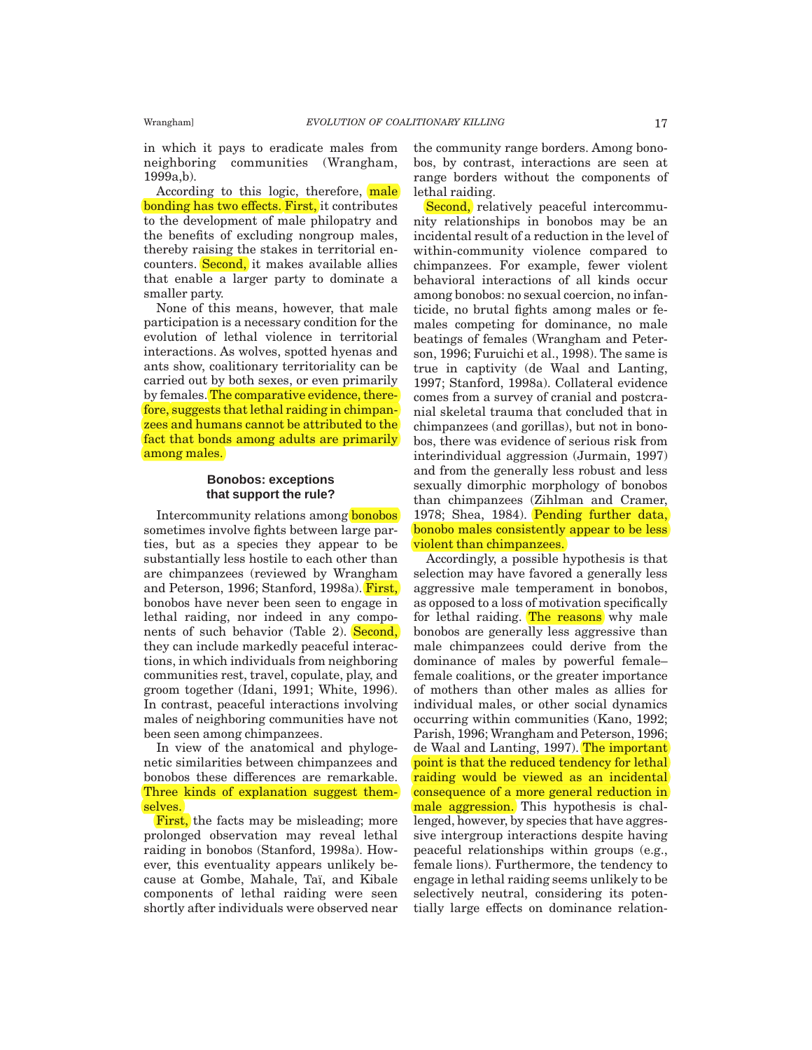in which it pays to eradicate males from neighboring communities (Wrangham, 1999a,b).

According to this logic, therefore, male bonding has two effects. First, it contributes to the development of male philopatry and the benefits of excluding nongroup males, thereby raising the stakes in territorial encounters. Second, it makes available allies that enable a larger party to dominate a smaller party.

None of this means, however, that male participation is a necessary condition for the evolution of lethal violence in territorial interactions. As wolves, spotted hyenas and ants show, coalitionary territoriality can be carried out by both sexes, or even primarily by females. The comparative evidence, therefore, suggests that lethal raiding in chimpanzees and humans cannot be attributed to the fact that bonds among adults are primarily among males.

### Bonobos: exceptions that support the rule?

Intercommunity relations among bonobos sometimes involve fights between large parties, but as a species they appear to be substantially less hostile to each other than are chimpanzees (reviewed by Wrangham and Peterson, 1996; Stanford, 1998a). First, bonobos have never been seen to engage in lethal raiding, nor indeed in any components of such behavior (Table 2). Second, they can include markedly peaceful interactions, in which individuals from neighboring communities rest, travel, copulate, play, and groom together (Idani, 1991; White, 1996). In contrast, peaceful interactions involving males of neighboring communities have not been seen among chimpanzees.

In view of the anatomical and phylogenetic similarities between chimpanzees and bonobos these differences are remarkable. Three kinds of explanation suggest themselves.

First, the facts may be misleading; more prolonged observation may reveal lethal raiding in bonobos (Stanford, 1998a). However, this eventuality appears unlikely because at Gombe, Mahale, Taï, and Kibale components of lethal raiding were seen shortly after individuals were observed near the community range borders. Among bonobos, by contrast, interactions are seen at range borders without the components of lethal raiding.

Second, relatively peaceful intercommunity relationships in bonobos may be an incidental result of a reduction in the level of within-community violence compared to chimpanzees. For example, fewer violent behavioral interactions of all kinds occur among bonobos: no sexual coercion, no infanticide, no brutal fights among males or females competing for dominance, no male beatings of females (Wrangham and Peterson, 1996; Furuichi et al., 1998). The same is true in captivity (de Waal and Lanting, 1997; Stanford, 1998a). Collateral evidence comes from a survey of cranial and postcranial skeletal trauma that concluded that in chimpanzees (and gorillas), but not in bonobos, there was evidence of serious risk from interindividual aggression (Jurmain, 1997) and from the generally less robust and less sexually dimorphic morphology of bonobos than chimpanzees (Zihlman and Cramer, 1978; Shea, 1984). Pending further data, bonobo males consistently appear to be less violent than chimpanzees.

Accordingly, a possible hypothesis is that selection may have favored a generally less aggressive male temperament in bonobos, as opposed to a loss of motivation specifically for lethal raiding. The reasons why male bonobos are generally less aggressive than male chimpanzees could derive from the dominance of males by powerful female–female coalitions, or the greater importance of mothers than other males as allies for individual males, or other social dynamics occurring within communities (Kano, 1992; Parish, 1996; Wrangham and Peterson, 1996; de Waal and Lanting, 1997). The important point is that the reduced tendency for lethal raiding would be viewed as an incidental consequence of a more general reduction in male aggression. This hypothesis is challenged, however, by species that have aggressive intergroup interactions despite having peaceful relationships within groups (e.g., female lions). Furthermore, the tendency to engage in lethal raiding seems unlikely to be selectively neutral, considering its potentially large effects on dominance relation-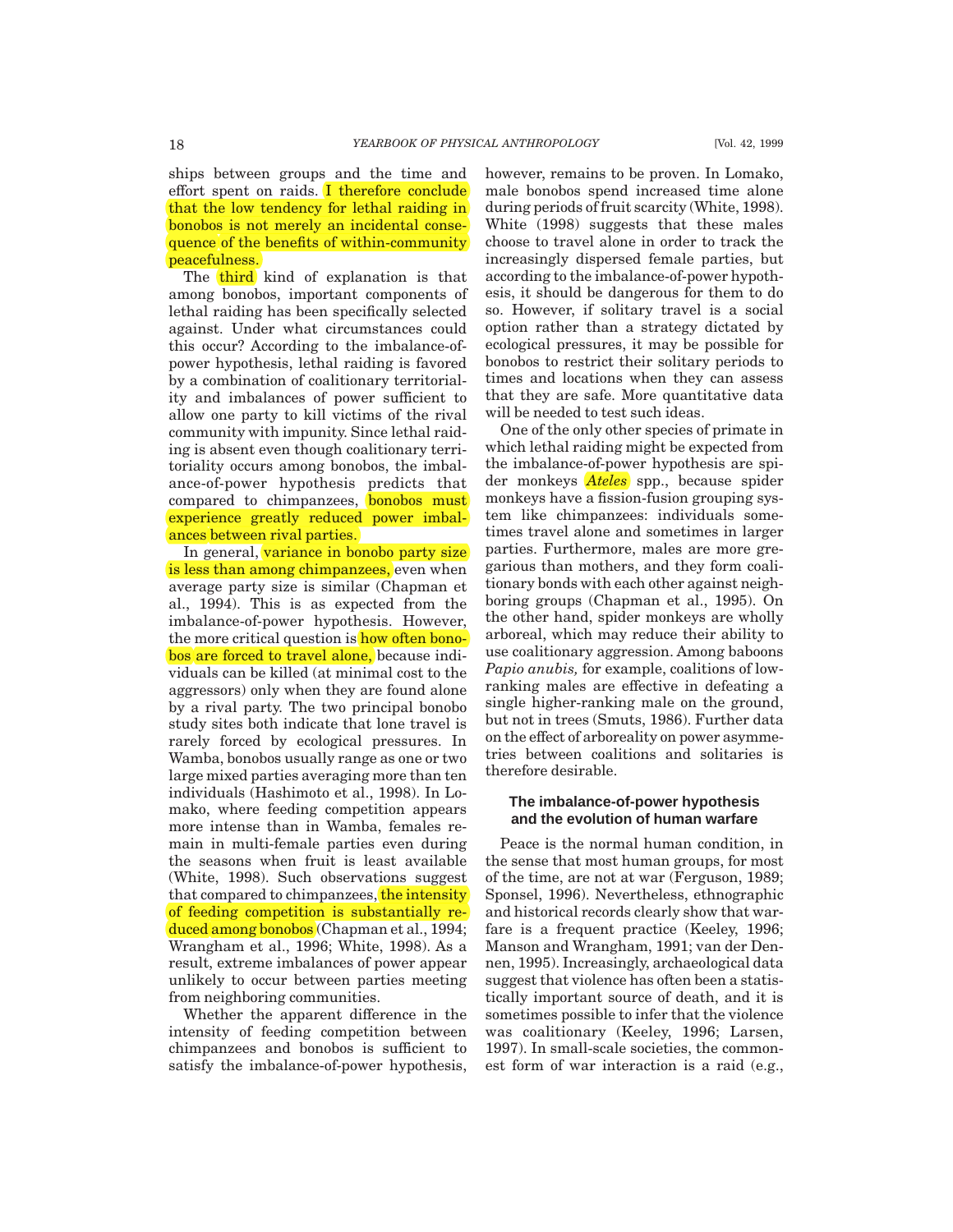ships between groups and the time and effort spent on raids. I therefore conclude that the low tendency for lethal raiding in bonobos is not merely an incidental consequence of the benefits of within-community peacefulness.

The third kind of explanation is that among bonobos, important components of lethal raiding has been specifically selected against. Under what circumstances could this occur? According to the imbalance-of-power hypothesis, lethal raiding is favored by a combination of coalitionary territoriality and imbalances of power sufficient to allow one party to kill victims of the rival community with impunity. Since lethal raiding is absent even though coalitionary territoriality occurs among bonobos, the imbalance-of-power hypothesis predicts that compared to chimpanzees, bonobos must experience greatly reduced power imbalances between rival parties.

In general, variance in bonobo party size is less than among chimpanzees, even when average party size is similar (Chapman et al., 1994). This is as expected from the imbalance-of-power hypothesis. However, the more critical question is how often bonobos are forced to travel alone, because individuals can be killed (at minimal cost to the aggressors) only when they are found alone by a rival party. The two principal bonobo study sites both indicate that lone travel is rarely forced by ecological pressures. In Wamba, bonobos usually range as one or two large mixed parties averaging more than ten individuals (Hashimoto et al., 1998). In Lomako, where feeding competition appears more intense than in Wamba, females remain in multi-female parties even during the seasons when fruit is least available (White, 1998). Such observations suggest that compared to chimpanzees, the intensity of feeding competition is substantially reduced among bonobos (Chapman et al., 1994; Wrangham et al., 1996; White, 1998). As a result, extreme imbalances of power appear unlikely to occur between parties meeting from neighboring communities.

Whether the apparent difference in the intensity of feeding competition between chimpanzees and bonobos is sufficient to satisfy the imbalance-of-power hypothesis, however, remains to be proven. In Lomako, male bonobos spend increased time alone during periods of fruit scarcity (White, 1998). White (1998) suggests that these males choose to travel alone in order to track the increasingly dispersed female parties, but according to the imbalance-of-power hypothesis, it should be dangerous for them to do so. However, if solitary travel is a social option rather than a strategy dictated by ecological pressures, it may be possible for bonobos to restrict their solitary periods to times and locations when they can assess that they are safe. More quantitative data will be needed to test such ideas.

One of the only other species of primate in which lethal raiding might be expected from the imbalance-of-power hypothesis are spider monkeys *Ateles* spp., because spider monkeys have a fission-fusion grouping system like chimpanzees: individuals sometimes travel alone and sometimes in larger parties. Furthermore, males are more gregarious than mothers, and they form coalitionary bonds with each other against neighboring groups (Chapman et al., 1995). On the other hand, spider monkeys are wholly arboreal, which may reduce their ability to use coalitionary aggression. Among baboons *Papio anubis,* for example, coalitions of low-ranking males are effective in defeating a single higher-ranking male on the ground, but not in trees (Smuts, 1986). Further data on the effect of arboreality on power asymmetries between coalitions and solitaries is therefore desirable.

## The imbalance-of-power hypothesis and the evolution of human warfare

Peace is the normal human condition, in the sense that most human groups, for most of the time, are not at war (Ferguson, 1989; Sponsel, 1996). Nevertheless, ethnographic and historical records clearly show that warfare is a frequent practice (Keeley, 1996; Manson and Wrangham, 1991; van der Dennen, 1995). Increasingly, archaeological data suggest that violence has often been a statistically important source of death, and it is sometimes possible to infer that the violence was coalitionary (Keeley, 1996; Larsen, 1997). In small-scale societies, the commonest form of war interaction is a raid (e.g.,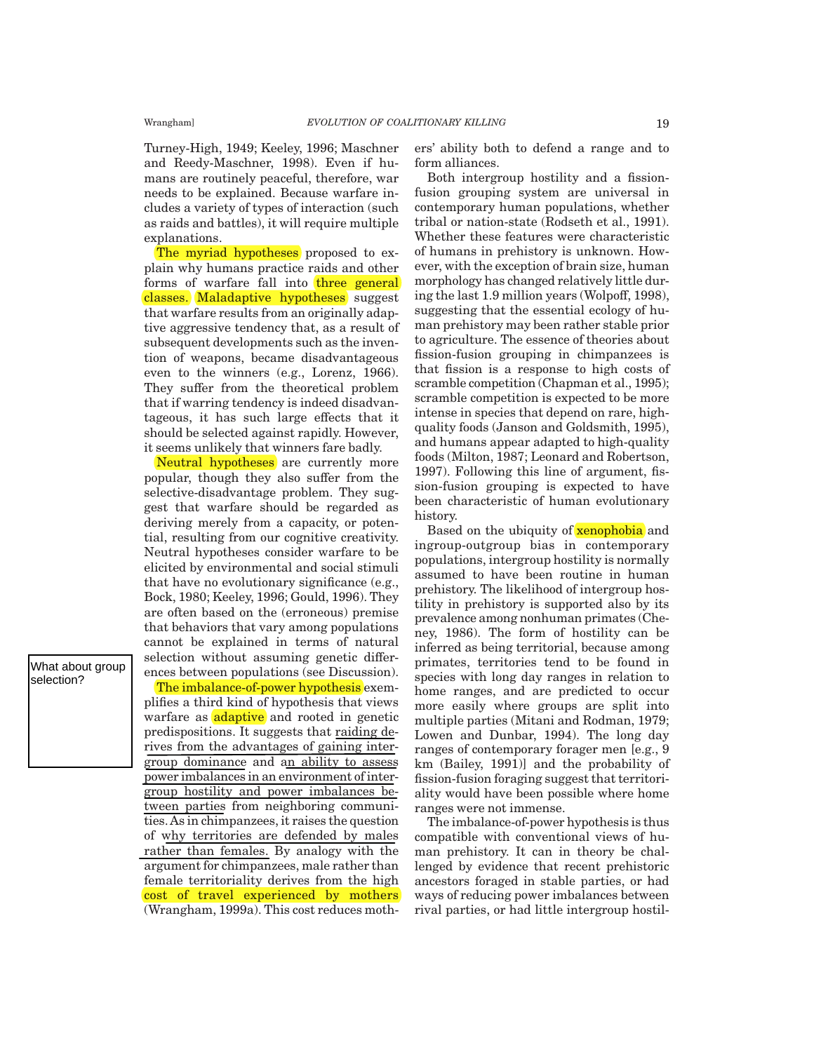Turney-High, 1949; Keeley, 1996; Maschner and Reedy-Maschner, 1998). Even if humans are routinely peaceful, therefore, war needs to be explained. Because warfare includes a variety of types of interaction (such as raids and battles), it will require multiple explanations.

The myriad hypotheses proposed to explain why humans practice raids and other forms of warfare fall into three general classes. Maladaptive hypotheses suggest that warfare results from an originally adaptive aggressive tendency that, as a result of subsequent developments such as the invention of weapons, became disadvantageous even to the winners (e.g., Lorenz, 1966). They suffer from the theoretical problem that if warring tendency is indeed disadvantageous, it has such large effects that it should be selected against rapidly. However, it seems unlikely that winners fare badly.

Neutral hypotheses are currently more popular, though they also suffer from the selective-disadvantage problem. They suggest that warfare should be regarded as deriving merely from a capacity, or potential, resulting from our cognitive creativity. Neutral hypotheses consider warfare to be elicited by environmental and social stimuli that have no evolutionary significance (e.g., Bock, 1980; Keeley, 1996; Gould, 1996). They are often based on the (erroneous) premise that behaviors that vary among populations cannot be explained in terms of natural selection without assuming genetic differences between populations (see Discussion).

What about group selection?

The imbalance-of-power hypothesis exemplifies a third kind of hypothesis that views warfare as adaptive and rooted in genetic predispositions. It suggests that raiding derives from the advantages of gaining intergroup dominance and an ability to assess power imbalances in an environment of intergroup hostility and power imbalances between parties from neighboring communities. As in chimpanzees, it raises the question of why territories are defended by males rather than females. By analogy with the argument for chimpanzees, male rather than female territoriality derives from the high cost of travel experienced by mothers (Wrangham, 1999a). This cost reduces mothers' ability both to defend a range and to form alliances.

Both intergroup hostility and a fission-fusion grouping system are universal in contemporary human populations, whether tribal or nation-state (Rodseth et al., 1991). Whether these features were characteristic of humans in prehistory is unknown. However, with the exception of brain size, human morphology has changed relatively little during the last 1.9 million years (Wolpoff, 1998), suggesting that the essential ecology of human prehistory may been rather stable prior to agriculture. The essence of theories about fission-fusion grouping in chimpanzees is that fission is a response to high costs of scramble competition (Chapman et al., 1995); scramble competition is expected to be more intense in species that depend on rare, high-quality foods (Janson and Goldsmith, 1995), and humans appear adapted to high-quality foods (Milton, 1987; Leonard and Robertson, 1997). Following this line of argument, fission-fusion grouping is expected to have been characteristic of human evolutionary history.

Based on the ubiquity of xenophobia and ingroup-outgroup bias in contemporary populations, intergroup hostility is normally assumed to have been routine in human prehistory. The likelihood of intergroup hostility in prehistory is supported also by its prevalence among nonhuman primates (Cheney, 1986). The form of hostility can be inferred as being territorial, because among primates, territories tend to be found in species with long day ranges in relation to home ranges, and are predicted to occur more easily where groups are split into multiple parties (Mitani and Rodman, 1979; Lowen and Dunbar, 1994). The long day ranges of contemporary forager men [e.g., 9 km (Bailey, 1991)] and the probability of fission-fusion foraging suggest that territoriality would have been possible where home ranges were not immense.

The imbalance-of-power hypothesis is thus compatible with conventional views of human prehistory. It can in theory be challenged by evidence that recent prehistoric ancestors foraged in stable parties, or had ways of reducing power imbalances between rival parties, or had little intergroup hostil-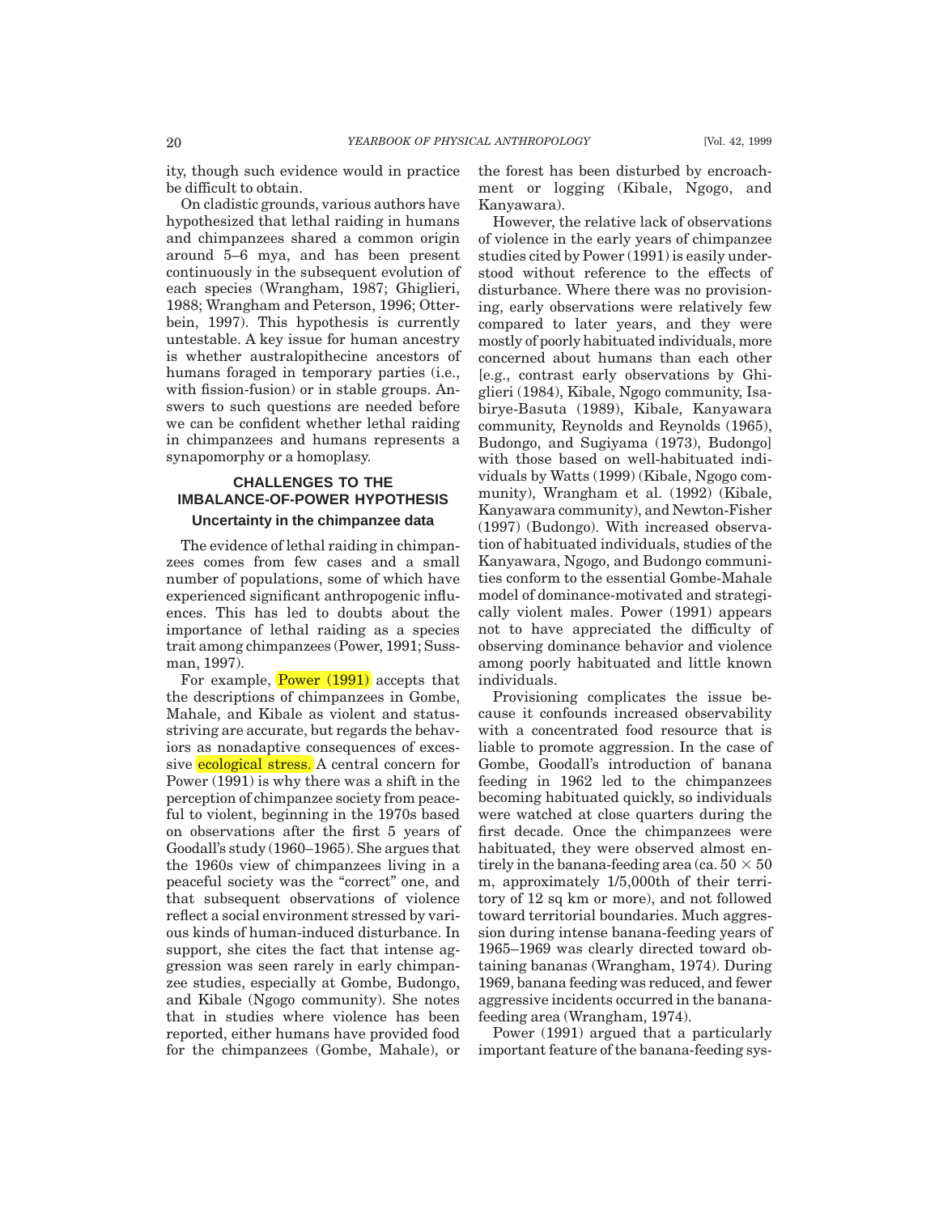ity, though such evidence would in practice be difficult to obtain.

On cladistic grounds, various authors have hypothesized that lethal raiding in humans and chimpanzees shared a common origin around 5–6 mya, and has been present continuously in the subsequent evolution of each species (Wrangham, 1987; Ghiglieri, 1988; Wrangham and Peterson, 1996; Otterbein, 1997). This hypothesis is currently untestable. A key issue for human ancestry is whether australopithecine ancestors of humans foraged in temporary parties (i.e., with fission-fusion) or in stable groups. Answers to such questions are needed before we can be confident whether lethal raiding in chimpanzees and humans represents a synapomorphy or a homoplasy.

## CHALLENGES TO THE IMBALANCE-OF-POWER HYPOTHESIS

### Uncertainty in the chimpanzee data

The evidence of lethal raiding in chimpanzees comes from few cases and a small number of populations, some of which have experienced significant anthropogenic influences. This has led to doubts about the importance of lethal raiding as a species trait among chimpanzees (Power, 1991; Sussman, 1997).

For example, Power (1991) accepts that the descriptions of chimpanzees in Gombe, Mahale, and Kibale as violent and status-striving are accurate, but regards the behaviors as nonadaptive consequences of excessive ecological stress. A central concern for Power (1991) is why there was a shift in the perception of chimpanzee society from peaceful to violent, beginning in the 1970s based on observations after the first 5 years of Goodall's study (1960–1965). She argues that the 1960s view of chimpanzees living in a peaceful society was the "correct" one, and that subsequent observations of violence reflect a social environment stressed by various kinds of human-induced disturbance. In support, she cites the fact that intense aggression was seen rarely in early chimpanzee studies, especially at Gombe, Budongo, and Kibale (Ngogo community). She notes that in studies where violence has been reported, either humans have provided food for the chimpanzees (Gombe, Mahale), or the forest has been disturbed by encroachment or logging (Kibale, Ngogo, and Kanyawara).

However, the relative lack of observations of violence in the early years of chimpanzee studies cited by Power (1991) is easily understood without reference to the effects of disturbance. Where there was no provisioning, early observations were relatively few compared to later years, and they were mostly of poorly habituated individuals, more concerned about humans than each other [e.g., contrast early observations by Ghiglieri (1984), Kibale, Ngogo community, Isabirye-Basuta (1989), Kibale, Kanyawara community, Reynolds and Reynolds (1965), Budongo, and Sugiyama (1973), Budongo] with those based on well-habituated individuals by Watts (1999) (Kibale, Ngogo community), Wrangham et al. (1992) (Kibale, Kanyawara community), and Newton-Fisher (1997) (Budongo). With increased observation of habituated individuals, studies of the Kanyawara, Ngogo, and Budongo communities conform to the essential Gombe-Mahale model of dominance-motivated and strategically violent males. Power (1991) appears not to have appreciated the difficulty of observing dominance behavior and violence among poorly habituated and little known individuals.

Provisioning complicates the issue because it confounds increased observability with a concentrated food resource that is liable to promote aggression. In the case of Gombe, Goodall's introduction of banana feeding in 1962 led to the chimpanzees becoming habituated quickly, so individuals were watched at close quarters during the first decade. Once the chimpanzees were habituated, they were observed almost entirely in the banana-feeding area (ca. $50 \times 50$ m, approximately 1/5,000th of their territory of 12 sq km or more), and not followed toward territorial boundaries. Much aggression during intense banana-feeding years of 1965–1969 was clearly directed toward obtaining bananas (Wrangham, 1974). During 1969, banana feeding was reduced, and fewer aggressive incidents occurred in the banana-feeding area (Wrangham, 1974).

Power (1991) argued that a particularly important feature of the banana-feeding sys-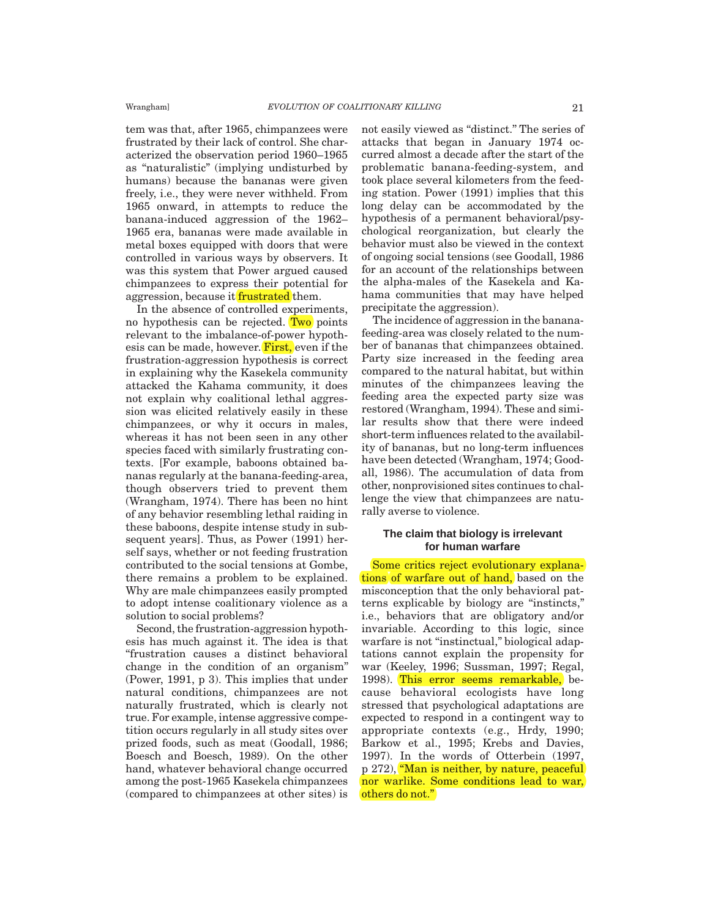tem was that, after 1965, chimpanzees were frustrated by their lack of control. She characterized the observation period 1960–1965 as "naturalistic" (implying undisturbed by humans) because the bananas were given freely, i.e., they were never withheld. From 1965 onward, in attempts to reduce the banana-induced aggression of the 1962–1965 era, bananas were made available in metal boxes equipped with doors that were controlled in various ways by observers. It was this system that Power argued caused chimpanzees to express their potential for aggression, because it frustrated them.

In the absence of controlled experiments, no hypothesis can be rejected. Two points relevant to the imbalance-of-power hypothesis can be made, however. First, even if the frustration-aggression hypothesis is correct in explaining why the Kasekela community attacked the Kahama community, it does not explain why coalitional lethal aggression was elicited relatively easily in these chimpanzees, or why it occurs in males, whereas it has not been seen in any other species faced with similarly frustrating contexts. [For example, baboons obtained bananas regularly at the banana-feeding-area, though observers tried to prevent them (Wrangham, 1974). There has been no hint of any behavior resembling lethal raiding in these baboons, despite intense study in subsequent years]. Thus, as Power (1991) herself says, whether or not feeding frustration contributed to the social tensions at Gombe, there remains a problem to be explained. Why are male chimpanzees easily prompted to adopt intense coalitionary violence as a solution to social problems?

Second, the frustration-aggression hypothesis has much against it. The idea is that "frustration causes a distinct behavioral change in the condition of an organism" (Power, 1991, p 3). This implies that under natural conditions, chimpanzees are not naturally frustrated, which is clearly not true. For example, intense aggressive competition occurs regularly in all study sites over prized foods, such as meat (Goodall, 1986; Boesch and Boesch, 1989). On the other hand, whatever behavioral change occurred among the post-1965 Kasekela chimpanzees (compared to chimpanzees at other sites) is not easily viewed as "distinct." The series of attacks that began in January 1974 occurred almost a decade after the start of the problematic banana-feeding-system, and took place several kilometers from the feeding station. Power (1991) implies that this long delay can be accommodated by the hypothesis of a permanent behavioral/psychological reorganization, but clearly the behavior must also be viewed in the context of ongoing social tensions (see Goodall, 1986 for an account of the relationships between the alpha-males of the Kasekela and Kahama communities that may have helped precipitate the aggression).

The incidence of aggression in the banana-feeding-area was closely related to the number of bananas that chimpanzees obtained. Party size increased in the feeding area compared to the natural habitat, but within minutes of the chimpanzees leaving the feeding area the expected party size was restored (Wrangham, 1994). These and similar results show that there were indeed short-term influences related to the availability of bananas, but no long-term influences have been detected (Wrangham, 1974; Goodall, 1986). The accumulation of data from other, nonprovisioned sites continues to challenge the view that chimpanzees are naturally averse to violence.

### The claim that biology is irrelevant for human warfare

Some critics reject evolutionary explanations of warfare out of hand, based on the misconception that the only behavioral patterns explicable by biology are "instincts," i.e., behaviors that are obligatory and/or invariable. According to this logic, since warfare is not "instinctual," biological adaptations cannot explain the propensity for war (Keeley, 1996; Sussman, 1997; Regal, 1998). This error seems remarkable, because behavioral ecologists have long stressed that psychological adaptations are expected to respond in a contingent way to appropriate contexts (e.g., Hrdy, 1990; Barkow et al., 1995; Krebs and Davies, 1997). In the words of Otterbein (1997, p 272), "Man is neither, by nature, peaceful nor warlike. Some conditions lead to war, others do not."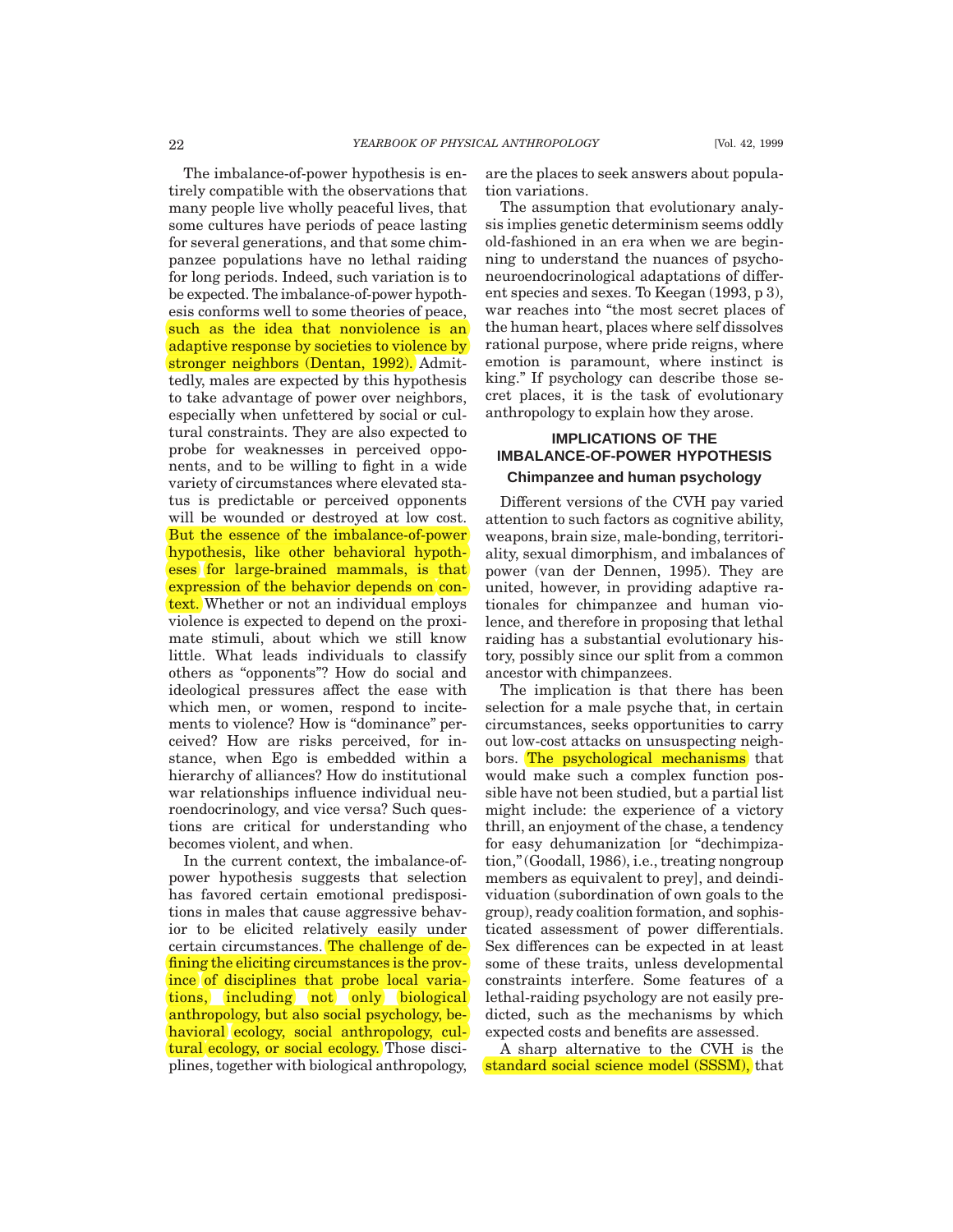The imbalance-of-power hypothesis is entirely compatible with the observations that many people live wholly peaceful lives, that some cultures have periods of peace lasting for several generations, and that some chimpanzee populations have no lethal raiding for long periods. Indeed, such variation is to be expected. The imbalance-of-power hypothesis conforms well to some theories of peace, such as the idea that nonviolence is an adaptive response by societies to violence by stronger neighbors (Dentan, 1992). Admittedly, males are expected by this hypothesis to take advantage of power over neighbors, especially when unfettered by social or cultural constraints. They are also expected to probe for weaknesses in perceived opponents, and to be willing to fight in a wide variety of circumstances where elevated status is predictable or perceived opponents will be wounded or destroyed at low cost. But the essence of the imbalance-of-power hypothesis, like other behavioral hypotheses for large-brained mammals, is that expression of the behavior depends on context. Whether or not an individual employs violence is expected to depend on the proximate stimuli, about which we still know little. What leads individuals to classify others as "opponents"? How do social and ideological pressures affect the ease with which men, or women, respond to incitements to violence? How is "dominance" perceived? How are risks perceived, for instance, when Ego is embedded within a hierarchy of alliances? How do institutional war relationships influence individual neuroendocrinology, and vice versa? Such questions are critical for understanding who becomes violent, and when.

In the current context, the imbalance-of-power hypothesis suggests that selection has favored certain emotional predispositions in males that cause aggressive behavior to be elicited relatively easily under certain circumstances. The challenge of defining the eliciting circumstances is the province of disciplines that probe local variations, including not only biological anthropology, but also social psychology, behavioral ecology, social anthropology, cultural ecology, or social ecology. Those disciplines, together with biological anthropology, are the places to seek answers about population variations.

The assumption that evolutionary analysis implies genetic determinism seems oddly old-fashioned in an era when we are beginning to understand the nuances of psychoneuroendocrinological adaptations of different species and sexes. To Keegan (1993, p 3), war reaches into "the most secret places of the human heart, places where self dissolves rational purpose, where pride reigns, where emotion is paramount, where instinct is king." If psychology can describe those secret places, it is the task of evolutionary anthropology to explain how they arose.

## IMPLICATIONS OF THE IMBALANCE-OF-POWER HYPOTHESIS

### Chimpanzee and human psychology

Different versions of the CVH pay varied attention to such factors as cognitive ability, weapons, brain size, male-bonding, territoriality, sexual dimorphism, and imbalances of power (van der Dennen, 1995). They are united, however, in providing adaptive rationales for chimpanzee and human violence, and therefore in proposing that lethal raiding has a substantial evolutionary history, possibly since our split from a common ancestor with chimpanzees.

The implication is that there has been selection for a male psyche that, in certain circumstances, seeks opportunities to carry out low-cost attacks on unsuspecting neighbors. The psychological mechanisms that would make such a complex function possible have not been studied, but a partial list might include: the experience of a victory thrill, an enjoyment of the chase, a tendency for easy dehumanization [or "dechimpization," (Goodall, 1986), i.e., treating nongroup members as equivalent to prey], and deindividuation (subordination of own goals to the group), ready coalition formation, and sophisticated assessment of power differentials. Sex differences can be expected in at least some of these traits, unless developmental constraints interfere. Some features of a lethal-raiding psychology are not easily predicted, such as the mechanisms by which expected costs and benefits are assessed.

A sharp alternative to the CVH is the standard social science model (SSSM), that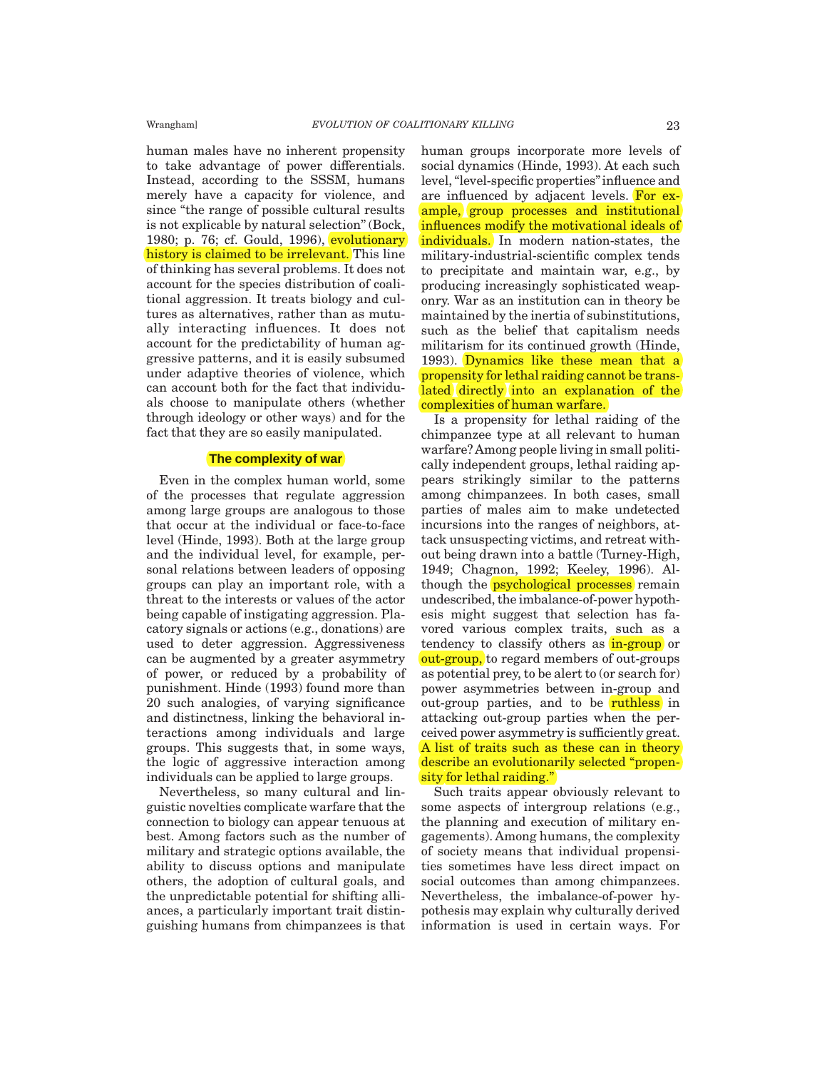human males have no inherent propensity to take advantage of power differentials. Instead, according to the SSSM, humans merely have a capacity for violence, and since "the range of possible cultural results is not explicable by natural selection" (Bock, 1980; p. 76; cf. Gould, 1996), evolutionary history is claimed to be irrelevant. This line of thinking has several problems. It does not account for the species distribution of coalitional aggression. It treats biology and cultures as alternatives, rather than as mutually interacting influences. It does not account for the predictability of human aggressive patterns, and it is easily subsumed under adaptive theories of violence, which can account both for the fact that individuals choose to manipulate others (whether through ideology or other ways) and for the fact that they are so easily manipulated.

## The complexity of war

Even in the complex human world, some of the processes that regulate aggression among large groups are analogous to those that occur at the individual or face-to-face level (Hinde, 1993). Both at the large group and the individual level, for example, personal relations between leaders of opposing groups can play an important role, with a threat to the interests or values of the actor being capable of instigating aggression. Placatory signals or actions (e.g., donations) are used to deter aggression. Aggressiveness can be augmented by a greater asymmetry of power, or reduced by a probability of punishment. Hinde (1993) found more than 20 such analogies, of varying significance and distinctness, linking the behavioral interactions among individuals and large groups. This suggests that, in some ways, the logic of aggressive interaction among individuals can be applied to large groups.

Nevertheless, so many cultural and linguistic novelties complicate warfare that the connection to biology can appear tenuous at best. Among factors such as the number of military and strategic options available, the ability to discuss options and manipulate others, the adoption of cultural goals, and the unpredictable potential for shifting alliances, a particularly important trait distinguishing humans from chimpanzees is that human groups incorporate more levels of social dynamics (Hinde, 1993). At each such level, "level-specific properties" influence and are influenced by adjacent levels. For example, group processes and institutional influences modify the motivational ideals of individuals. In modern nation-states, the military-industrial-scientific complex tends to precipitate and maintain war, e.g., by producing increasingly sophisticated weaponry. War as an institution can in theory be maintained by the inertia of subinstitutions, such as the belief that capitalism needs militarism for its continued growth (Hinde, 1993). Dynamics like these mean that a propensity for lethal raiding cannot be translated directly into an explanation of the complexities of human warfare.

Is a propensity for lethal raiding of the chimpanzee type at all relevant to human warfare? Among people living in small politically independent groups, lethal raiding appears strikingly similar to the patterns among chimpanzees. In both cases, small parties of males aim to make undetected incursions into the ranges of neighbors, attack unsuspecting victims, and retreat without being drawn into a battle (Turney-High, 1949; Chagnon, 1992; Keeley, 1996). Although the psychological processes remain undescribed, the imbalance-of-power hypothesis might suggest that selection has favored various complex traits, such as a tendency to classify others as in-group or out-group, to regard members of out-groups as potential prey, to be alert to (or search for) power asymmetries between in-group and out-group parties, and to be ruthless in attacking out-group parties when the perceived power asymmetry is sufficiently great. A list of traits such as these can in theory describe an evolutionarily selected "propensity for lethal raiding."

Such traits appear obviously relevant to some aspects of intergroup relations (e.g., the planning and execution of military engagements). Among humans, the complexity of society means that individual propensities sometimes have less direct impact on social outcomes than among chimpanzees. Nevertheless, the imbalance-of-power hypothesis may explain why culturally derived information is used in certain ways. For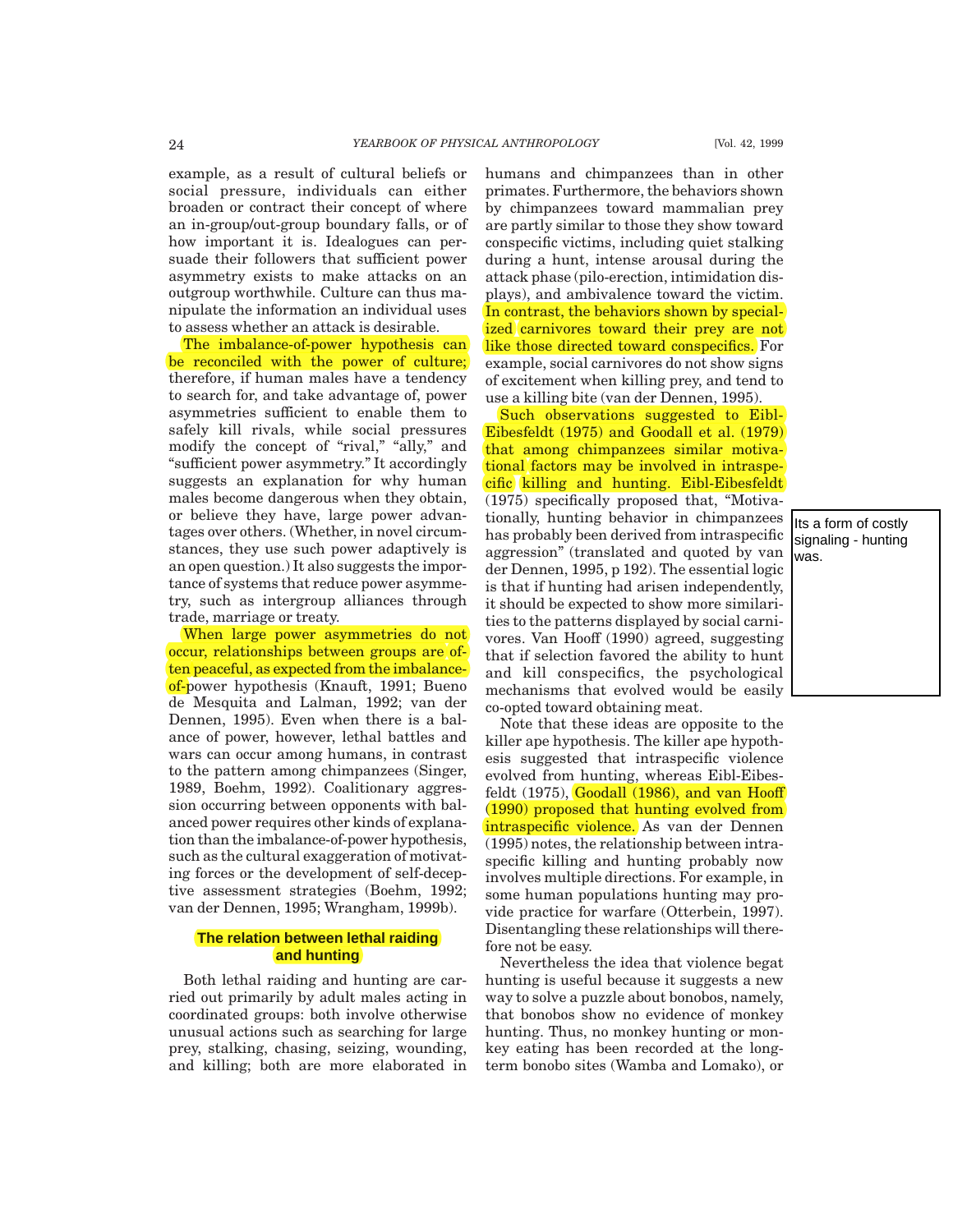example, as a result of cultural beliefs or social pressure, individuals can either broaden or contract their concept of where an in-group/out-group boundary falls, or of how important it is. Idealogues can persuade their followers that sufficient power asymmetry exists to make attacks on an outgroup worthwhile. Culture can thus manipulate the information an individual uses to assess whether an attack is desirable.

The imbalance-of-power hypothesis can be reconciled with the power of culture; therefore, if human males have a tendency to search for, and take advantage of, power asymmetries sufficient to enable them to safely kill rivals, while social pressures modify the concept of "rival," "ally," and "sufficient power asymmetry." It accordingly suggests an explanation for why human males become dangerous when they obtain, or believe they have, large power advantages over others. (Whether, in novel circumstances, they use such power adaptively is an open question.) It also suggests the importance of systems that reduce power asymmetry, such as intergroup alliances through trade, marriage or treaty.

When large power asymmetries do not occur, relationships between groups are often peaceful, as expected from the imbalance-of-power hypothesis (Knauft, 1991; Bueno de Mesquita and Lalman, 1992; van der Dennen, 1995). Even when there is a balance of power, however, lethal battles and wars can occur among humans, in contrast to the pattern among chimpanzees (Singer, 1989, Boehm, 1992). Coalitionary aggression occurring between opponents with balanced power requires other kinds of explanation than the imbalance-of-power hypothesis, such as the cultural exaggeration of motivating forces or the development of self-deceptive assessment strategies (Boehm, 1992; van der Dennen, 1995; Wrangham, 1999b).

## The relation between lethal raiding and hunting

Both lethal raiding and hunting are carried out primarily by adult males acting in coordinated groups: both involve otherwise unusual actions such as searching for large prey, stalking, chasing, seizing, wounding, and killing; both are more elaborated in humans and chimpanzees than in other primates. Furthermore, the behaviors shown by chimpanzees toward mammalian prey are partly similar to those they show toward conspecific victims, including quiet stalking during a hunt, intense arousal during the attack phase (pilo-erection, intimidation displays), and ambivalence toward the victim. In contrast, the behaviors shown by specialized carnivores toward their prey are not like those directed toward conspecifics. For example, social carnivores do not show signs of excitement when killing prey, and tend to use a killing bite (van der Dennen, 1995).

Such observations suggested to Eibl-Eibesfeldt (1975) and Goodall et al. (1979) that among chimpanzees similar motivational factors may be involved in intraspecific killing and hunting. Eibl-Eibesfeldt (1975) specifically proposed that, "Motivationally, hunting behavior in chimpanzees has probably been derived from intraspecific aggression" (translated and quoted by van der Dennen, 1995, p 192). The essential logic is that if hunting had arisen independently, it should be expected to show more similarities to the patterns displayed by social carnivores. Van Hooff (1990) agreed, suggesting that if selection favored the ability to hunt and kill conspecifics, the psychological mechanisms that evolved would be easily co-opted toward obtaining meat.

Its a form of costly signaling - hunting was.

Note that these ideas are opposite to the killer ape hypothesis. The killer ape hypothesis suggested that intraspecific violence evolved from hunting, whereas Eibl-Eibesfeldt (1975), Goodall (1986), and van Hooff (1990) proposed that hunting evolved from intraspecific violence. As van der Dennen (1995) notes, the relationship between intraspecific killing and hunting probably now involves multiple directions. For example, in some human populations hunting may provide practice for warfare (Otterbein, 1997). Disentangling these relationships will therefore not be easy.

Nevertheless the idea that violence begat hunting is useful because it suggests a new way to solve a puzzle about bonobos, namely, that bonobos show no evidence of monkey hunting. Thus, no monkey hunting or monkey eating has been recorded at the long-term bonobo sites (Wamba and Lomako), or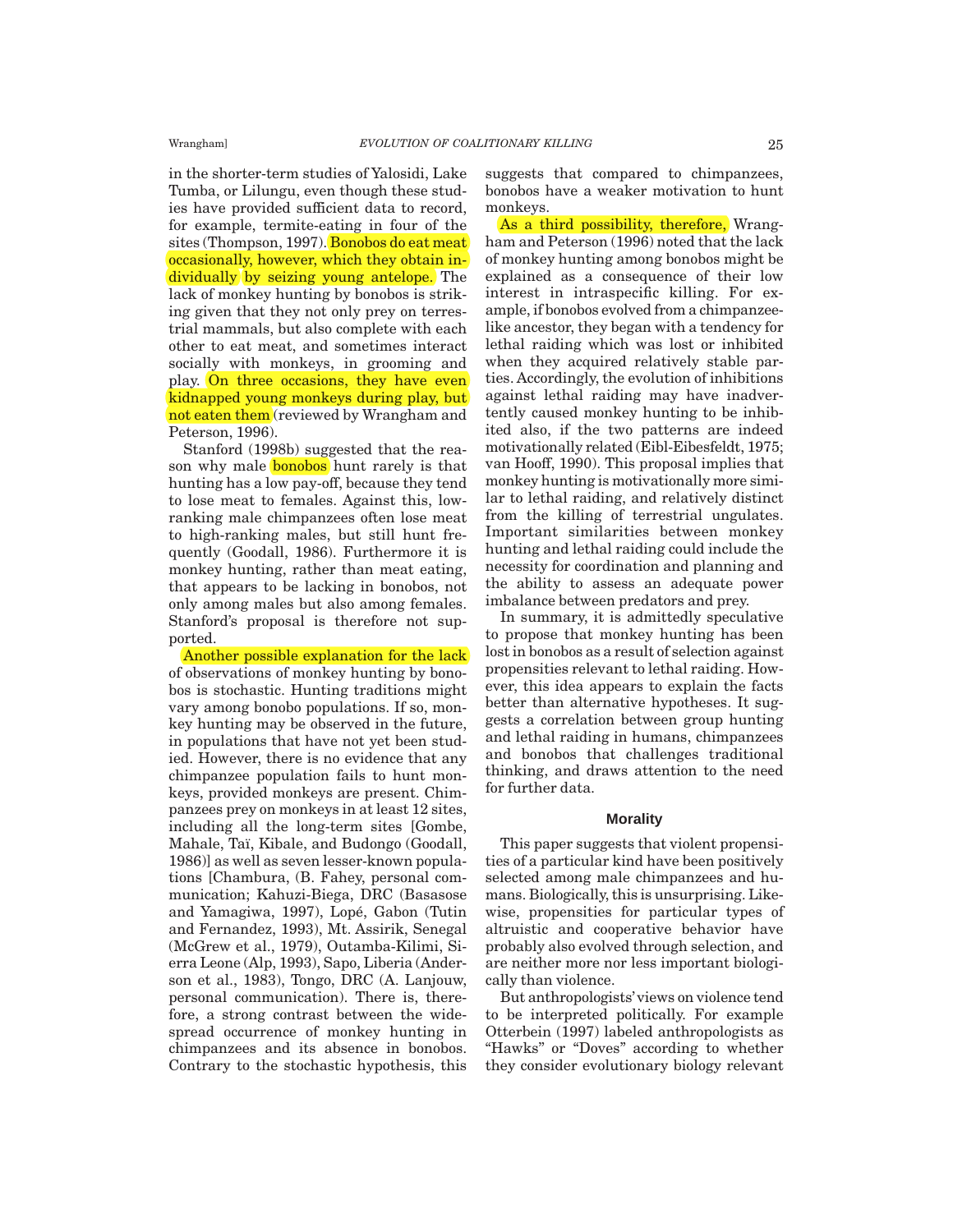in the shorter-term studies of Yalosidi, Lake Tumba, or Lilungu, even though these studies have provided sufficient data to record, for example, termite-eating in four of the sites (Thompson, 1997). Bonobos do eat meat occasionally, however, which they obtain individually by seizing young antelope. The lack of monkey hunting by bonobos is striking given that they not only prey on terrestrial mammals, but also complete with each other to eat meat, and sometimes interact socially with monkeys, in grooming and play. On three occasions, they have even kidnapped young monkeys during play, but not eaten them (reviewed by Wrangham and Peterson, 1996).

Stanford (1998b) suggested that the reason why male bonobos hunt rarely is that hunting has a low pay-off, because they tend to lose meat to females. Against this, low-ranking male chimpanzees often lose meat to high-ranking males, but still hunt frequently (Goodall, 1986). Furthermore it is monkey hunting, rather than meat eating, that appears to be lacking in bonobos, not only among males but also among females. Stanford's proposal is therefore not supported.

Another possible explanation for the lack of observations of monkey hunting by bonobos is stochastic. Hunting traditions might vary among bonobo populations. If so, monkey hunting may be observed in the future, in populations that have not yet been studied. However, there is no evidence that any chimpanzee population fails to hunt monkeys, provided monkeys are present. Chimpanzees prey on monkeys in at least 12 sites, including all the long-term sites [Gombe, Mahale, Taï, Kibale, and Budongo (Goodall, 1986)] as well as seven lesser-known populations [Chambura, (B. Fahey, personal communication; Kahuzi-Biega, DRC (Basasose and Yamagiwa, 1997), Lopé, Gabon (Tutin and Fernandez, 1993), Mt. Assirik, Senegal (McGrew et al., 1979), Outamba-Kilimi, Sierra Leone (Alp, 1993), Sapo, Liberia (Anderson et al., 1983), Tongo, DRC (A. Lanjouw, personal communication). There is, therefore, a strong contrast between the widespread occurrence of monkey hunting in chimpanzees and its absence in bonobos. Contrary to the stochastic hypothesis, this suggests that compared to chimpanzees, bonobos have a weaker motivation to hunt monkeys.

As a third possibility, therefore, Wrangham and Peterson (1996) noted that the lack of monkey hunting among bonobos might be explained as a consequence of their low interest in intraspecific killing. For example, if bonobos evolved from a chimpanzee-like ancestor, they began with a tendency for lethal raiding which was lost or inhibited when they acquired relatively stable parties. Accordingly, the evolution of inhibitions against lethal raiding may have inadvertently caused monkey hunting to be inhibited also, if the two patterns are indeed motivationally related (Eibl-Eibesfeldt, 1975; van Hooff, 1990). This proposal implies that monkey hunting is motivationally more similar to lethal raiding, and relatively distinct from the killing of terrestrial ungulates. Important similarities between monkey hunting and lethal raiding could include the necessity for coordination and planning and the ability to assess an adequate power imbalance between predators and prey.

In summary, it is admittedly speculative to propose that monkey hunting has been lost in bonobos as a result of selection against propensities relevant to lethal raiding. However, this idea appears to explain the facts better than alternative hypotheses. It suggests a correlation between group hunting and lethal raiding in humans, chimpanzees and bonobos that challenges traditional thinking, and draws attention to the need for further data.

## Morality

This paper suggests that violent propensities of a particular kind have been positively selected among male chimpanzees and humans. Biologically, this is unsurprising. Likewise, propensities for particular types of altruistic and cooperative behavior have probably also evolved through selection, and are neither more nor less important biologically than violence.

But anthropologists' views on violence tend to be interpreted politically. For example Otterbein (1997) labeled anthropologists as "Hawks" or "Doves" according to whether they consider evolutionary biology relevant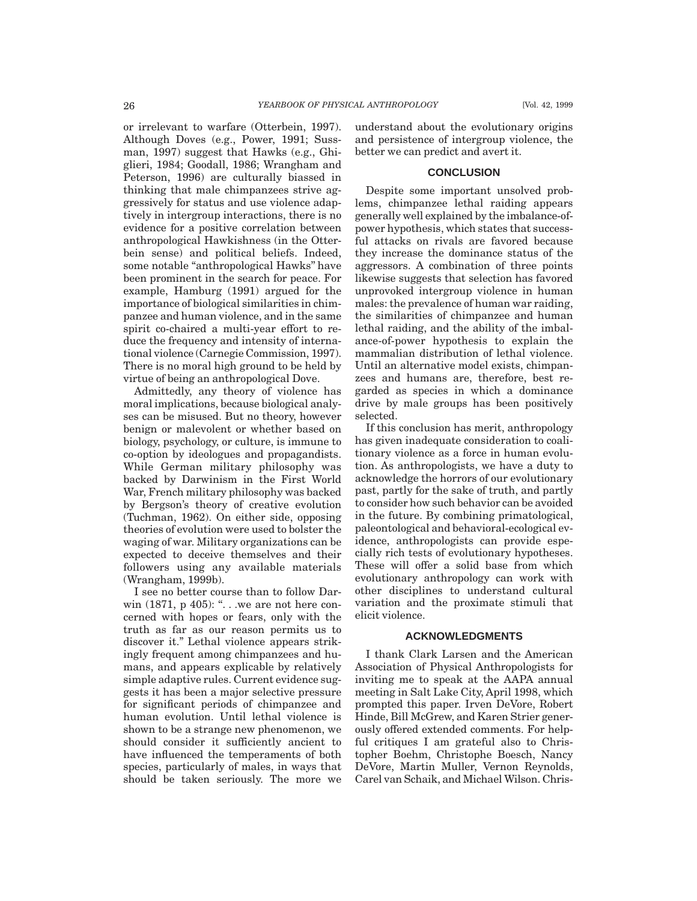or irrelevant to warfare (Otterbein, 1997). Although Doves (e.g., Power, 1991; Sussman, 1997) suggest that Hawks (e.g., Ghiglieri, 1984; Goodall, 1986; Wrangham and Peterson, 1996) are culturally biassed in thinking that male chimpanzees strive aggressively for status and use violence adaptively in intergroup interactions, there is no evidence for a positive correlation between anthropological Hawkishness (in the Otterbein sense) and political beliefs. Indeed, some notable "anthropological Hawks" have been prominent in the search for peace. For example, Hamburg (1991) argued for the importance of biological similarities in chimpanzee and human violence, and in the same spirit co-chaired a multi-year effort to reduce the frequency and intensity of international violence (Carnegie Commission, 1997). There is no moral high ground to be held by virtue of being an anthropological Dove.

Admittedly, any theory of violence has moral implications, because biological analyses can be misused. But no theory, however benign or malevolent or whether based on biology, psychology, or culture, is immune to co-option by ideologues and propagandists. While German military philosophy was backed by Darwinism in the First World War, French military philosophy was backed by Bergson's theory of creative evolution (Tuchman, 1962). On either side, opposing theories of evolution were used to bolster the waging of war. Military organizations can be expected to deceive themselves and their followers using any available materials (Wrangham, 1999b).

I see no better course than to follow Darwin (1871, p 405): ". . .we are not here concerned with hopes or fears, only with the truth as far as our reason permits us to discover it." Lethal violence appears strikingly frequent among chimpanzees and humans, and appears explicable by relatively simple adaptive rules. Current evidence suggests it has been a major selective pressure for significant periods of chimpanzee and human evolution. Until lethal violence is shown to be a strange new phenomenon, we should consider it sufficiently ancient to have influenced the temperaments of both species, particularly of males, in ways that should be taken seriously. The more we understand about the evolutionary origins and persistence of intergroup violence, the better we can predict and avert it.

## CONCLUSION

Despite some important unsolved problems, chimpanzee lethal raiding appears generally well explained by the imbalance-of-power hypothesis, which states that successful attacks on rivals are favored because they increase the dominance status of the aggressors. A combination of three points likewise suggests that selection has favored unprovoked intergroup violence in human males: the prevalence of human war raiding, the similarities of chimpanzee and human lethal raiding, and the ability of the imbalance-of-power hypothesis to explain the mammalian distribution of lethal violence. Until an alternative model exists, chimpanzees and humans are, therefore, best regarded as species in which a dominance drive by male groups has been positively selected.

If this conclusion has merit, anthropology has given inadequate consideration to coalitionary violence as a force in human evolution. As anthropologists, we have a duty to acknowledge the horrors of our evolutionary past, partly for the sake of truth, and partly to consider how such behavior can be avoided in the future. By combining primatological, paleontological and behavioral-ecological evidence, anthropologists can provide especially rich tests of evolutionary hypotheses. These will offer a solid base from which evolutionary anthropology can work with other disciplines to understand cultural variation and the proximate stimuli that elicit violence.

## ACKNOWLEDGMENTS

I thank Clark Larsen and the American Association of Physical Anthropologists for inviting me to speak at the AAPA annual meeting in Salt Lake City, April 1998, which prompted this paper. Irven DeVore, Robert Hinde, Bill McGrew, and Karen Strier generously offered extended comments. For helpful critiques I am grateful also to Christopher Boehm, Christophe Boesch, Nancy DeVore, Martin Muller, Vernon Reynolds, Carel van Schaik, and Michael Wilson. Chris-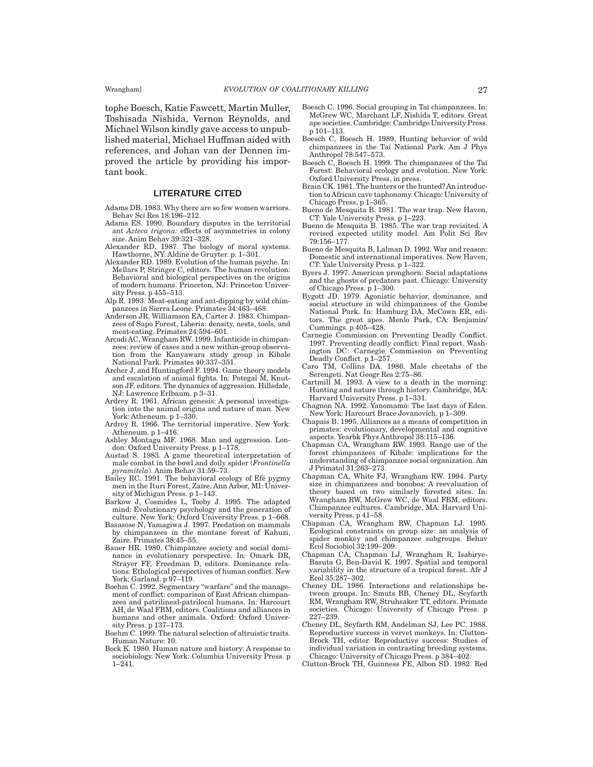tophe Boesch, Katie Fawcett, Martin Muller, Toshisada Nishida, Vernon Reynolds, and Michael Wilson kindly gave access to unpublished material, Michael Huffman aided with references, and Johan van der Dennen improved the article by providing his important book.

## LITERATURE CITED

Adams DB. 1983. Why there are so few women warriors. Behav Sci Res 18:196–212.

Adams ES. 1990. Boundary disputes in the territorial ant *Azteca trigona:* effects of asymmetries in colony size. Anim Behav 39:321–328.

Alexander RD. 1987. The biology of moral systems. Hawthorne, NY: Aldine de Gruyter. p. 1–301.

Alexander RD. 1989. Evolution of the human psyche. In: Mellars P, Stringer C, editors. The human revolution: Behavioral and biological perspectives on the origins of modern humans. Princeton, NJ: Princeton University Press. p 455–513.

Alp R. 1993. Meat-eating and ant-dipping by wild chimpanzees in Sierra Leone. Primates 34:463–468.

Anderson JR, Williamson EA, Carter J. 1983. Chimpanzees of Sapo Forest, Liberia: density, nests, tools, and meat-eating. Primates 24:594–601.

Arcadi AC, Wrangham RW. 1999. Infanticide in chimpanzees: review of cases and a new within-group observation from the Kanyawara study group in Kibale National Park. Primates 40:337–351.

Archer J, and Huntingford F. 1994. Game theory models and escalation of animal fights. In: Potegal M, Knutson JF, editors. The dynamics of aggression. Hillsdale, NJ: Lawrence Erlbaum. p 3–31.

Ardrey R. 1961. African genesis: A personal investigation into the animal origins and nature of man. New York: Atheneum. p 1–330.

Ardrey R. 1966. The territorial imperative. New York: Atheneum. p 1–416.

Ashley Montagu MF. 1968. Man and aggression. London: Oxford University Press. p 1–178.

Austad S. 1983. A game theoretical interpretation of male combat in the bowl and doily spider (*Frontinella pyramitela*). Anim Behav 31:59–73.

Bailey RC. 1991. The behavioral ecology of Efé pygmy men in the Ituri Forest, Zaïre. Ann Arbor, MI: University of Michigan Press. p 1–143.

Barkow J, Cosmides L, Tooby J. 1995. The adapted mind: Evolutionary psychology and the generation of culture. New York: Oxford University Press. p 1–668.

Basasose N, Yamagiwa J. 1997. Predation on mammals by chimpanzees in the montane forest of Kahuzi, Zaire. Primates 38:45–55.

Bauer HR. 1980. Chimpanzee society and social dominance in evolutionary perspective. In: Omark DR, Strayer FF, Freedman D, editors. Dominance relations: Ethological perspectives of human conflict. New York: Garland. p 97–119.

Boehm C. 1992. Segmentary "warfare" and the management of conflict: comparison of East African chimpanzees and patrilineal-patrilocal humans. In: Harcourt AH, de Waal FBM, editors. Coalitions and alliances in humans and other animals. Oxford: Oxford University Press. p 137–173.

Boehm C. 1999. The natural selection of altruistic traits. Human Nature: 10.

Bock K. 1980. Human nature and history: A response to sociobiology. New York: Columbia University Press. p 1–241.

Boesch C. 1996. Social grouping in Taï chimpanzees. In: McGrew WC, Marchant LF, Nishida T, editors. Great ape societies. Cambridge: Cambridge University Press. p 101–113.

Boesch C, Boesch H. 1989. Hunting behavior of wild chimpanzees in the Taï National Park. Am J Phys Anthropol 78:547–573.

Boesch C, Boesch H. 1999. The chimpanzees of the Taï Forest: Behavioral ecology and evolution. New York: Oxford University Press, in press.

Brain CK. 1981. The hunters or the hunted? An introduction to African cave taphonomy. Chicago: University of Chicago Press, p 1–365.

Bueno de Mesquita B. 1981. The war trap. New Haven, CT: Yale University Press. p 1–223.

Bueno de Mesquita B. 1985. The war trap revisited. A revised expected utility model. Am Polit Sci Rev 79:156–177.

Bueno de Mesquita B, Lalman D. 1992. War and reason: Domestic and international imperatives. New Haven, CT: Yale University Press. p 1–322.

Byers J. 1997. American pronghorn: Social adaptations and the ghosts of predators past. Chicago: University of Chicago Press. p 1–300.

Bygott JD. 1979. Agonistic behavior, dominance, and social structure in wild chimpanzees of the Gombe National Park. In: Hamburg DA, McCown ER, editors. The great apes. Menlo Park, CA: Benjamin/Cummings. p 405–428.

Carnegie Commission on Preventing Deadly Conflict. 1997. Preventing deadly conflict: Final report. Washington DC: Carnegie Commission on Preventing Deadly Conflict. p 1–257.

Caro TM, Collins DA. 1986. Male cheetahs of the Serengeti. Nat Geogr Res 2:75–86.

Cartmill M. 1993. A view to a death in the morning: Hunting and nature through history. Cambridge, MA: Harvard University Press. p 1–331.

Chagnon NA. 1992. Yanomamö: The last days of Eden. New York: Harcourt Brace Jovanovich. p 1–309.

Chapais B. 1995. Alliances as a means of competition in primates: evolutionary, developmental and cognitive aspects. Yearbk Phys Anthropol 38:115–136.

Chapman CA, Wrangham RW. 1993. Range use of the forest chimpanzees of Kibale: implications for the understanding of chimpanzee social organization. Am J Primatol 31:263–273.

Chapman CA, White FJ, Wrangham RW. 1994. Party size in chimpanzees and bonobos: A reevaluation of theory based on two similarly forested sites. In: Wrangham RW, McGrew WC, de Waal FBM, editors. Chimpanzee cultures. Cambridge, MA: Harvard University Press. p 41–58.

Chapman CA, Wrangham RW, Chapman LJ. 1995. Ecological constraints on group size: an analysis of spider monkey and chimpanzee subgroups. Behav Ecol Sociobiol 32:199–209.

Chapman CA, Chapman LJ, Wrangham R, Isabirye-Basuta G, Ben-David K. 1997. Spatial and temporal variability in the structure of a tropical forest. Afr J Ecol 35:287–302.

Cheney DL. 1986. Interactions and relationships between groups. In: Smuts BB, Cheney DL, Seyfarth RM, Wrangham RW, Struhsaker TT, editors. Primate societies. Chicago: University of Chicago Press. p 227–239.

Cheney DL, Seyfarth RM, Andelman SJ, Lee PC. 1988. Reproductive success in vervet monkeys. In: Clutton-Brock TH, editor. Reproductive success: Studies of individual variation in contrasting breeding systems. Chicago: University of Chicago Press. p 384–402.

Clutton-Brock TH, Guinness FE, Albon SD. 1982. Red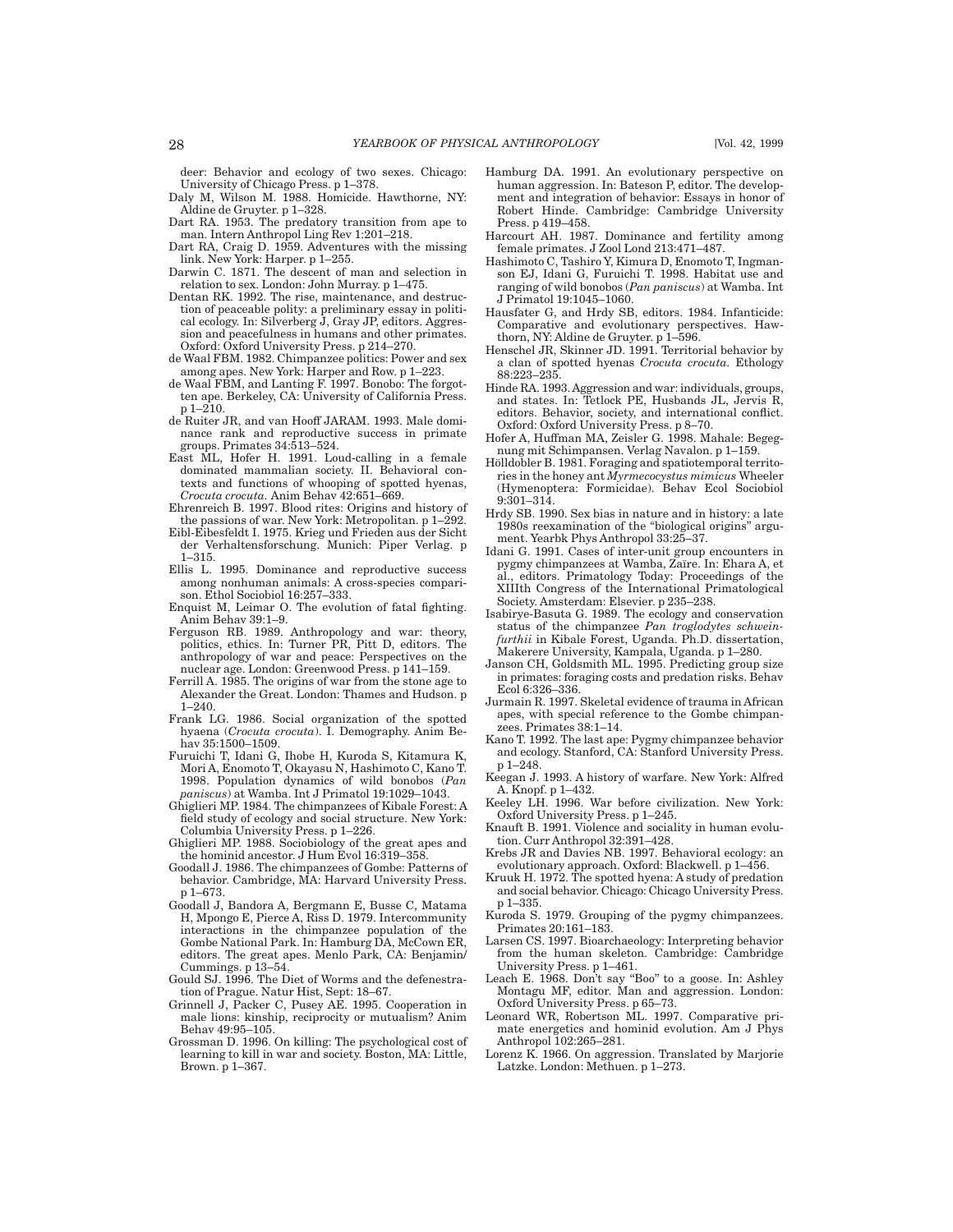deer: Behavior and ecology of two sexes. Chicago: University of Chicago Press. p 1–378.

Daly M, Wilson M. 1988. Homicide. Hawthorne, NY: Aldine de Gruyter. p 1–328.

Dart RA. 1953. The predatory transition from ape to man. Intern Anthropol Ling Rev 1:201–218.

Dart RA, Craig D. 1959. Adventures with the missing link. New York: Harper. p 1–255.

Darwin C. 1871. The descent of man and selection in relation to sex. London: John Murray. p 1–475.

Dentan RK. 1992. The rise, maintenance, and destruction of peaceable polity: a preliminary essay in political ecology. In: Silverberg J, Gray JP, editors. Aggression and peacefulness in humans and other primates. Oxford: Oxford University Press. p 214–270.

de Waal FBM. 1982. Chimpanzee politics: Power and sex among apes. New York: Harper and Row. p 1–223.

de Waal FBM, and Lanting F. 1997. Bonobo: The forgotten ape. Berkeley, CA: University of California Press. p 1–210.

de Ruiter JR, and van Hooff JARAM. 1993. Male dominance rank and reproductive success in primate groups. Primates 34:513–524.

East ML, Hofer H. 1991. Loud-calling in a female dominated mammalian society. II. Behavioral contexts and functions of whooping of spotted hyenas, *Crocuta crocuta*. Anim Behav 42:651–669.

Ehrenreich B. 1997. Blood rites: Origins and history of the passions of war. New York: Metropolitan. p 1–292.

Eibl-Eibesfeldt I. 1975. Krieg und Frieden aus der Sicht der Verhaltensforschung. Munich: Piper Verlag. p 1–315.

Ellis L. 1995. Dominance and reproductive success among nonhuman animals: A cross-species comparison. Ethol Sociobiol 16:257–333.

Enquist M, Leimar O. The evolution of fatal fighting. Anim Behav 39:1–9.

Ferguson RB. 1989. Anthropology and war: theory, politics, ethics. In: Turner PR, Pitt D, editors. The anthropology of war and peace: Perspectives on the nuclear age. London: Greenwood Press. p 141–159.

Ferrill A. 1985. The origins of war from the stone age to Alexander the Great. London: Thames and Hudson. p 1–240.

Frank LG. 1986. Social organization of the spotted hyaena (*Crocuta crocuta*). I. Demography. Anim Behav 35:1500–1509.

Furuichi T, Idani G, Ihobe H, Kuroda S, Kitamura K, Mori A, Enomoto T, Okayasu N, Hashimoto C, Kano T. 1998. Population dynamics of wild bonobos (*Pan paniscus*) at Wamba. Int J Primatol 19:1029–1043.

Ghiglieri MP. 1984. The chimpanzees of Kibale Forest: A field study of ecology and social structure. New York: Columbia University Press. p 1–226.

Ghiglieri MP. 1988. Sociobiology of the great apes and the hominid ancestor. J Hum Evol 16:319–358.

Goodall J. 1986. The chimpanzees of Gombe: Patterns of behavior. Cambridge, MA: Harvard University Press. p 1–673.

Goodall J, Bandora A, Bergmann E, Busse C, Matama H, Mpongo E, Pierce A, Riss D. 1979. Intercommunity interactions in the chimpanzee population of the Gombe National Park. In: Hamburg DA, McCown ER, editors. The great apes. Menlo Park, CA: Benjamin/Cummings. p 13–54.

Gould SJ. 1996. The Diet of Worms and the defenestration of Prague. Natur Hist, Sept: 18–67.

Grinnell J, Packer C, Pusey AE. 1995. Cooperation in male lions: kinship, reciprocity or mutualism? Anim Behav 49:95–105.

Grossman D. 1996. On killing: The psychological cost of learning to kill in war and society. Boston, MA: Little, Brown. p 1–367.

Hamburg DA. 1991. An evolutionary perspective on human aggression. In: Bateson P, editor. The development and integration of behavior: Essays in honor of Robert Hinde. Cambridge: Cambridge University Press. p 419–458.

Harcourt AH. 1987. Dominance and fertility among female primates. J Zool Lond 213:471–487.

Hashimoto C, Tashiro Y, Kimura D, Enomoto T, Ingmanson EJ, Idani G, Furuichi T. 1998. Habitat use and ranging of wild bonobos (*Pan paniscus*) at Wamba. Int J Primatol 19:1045–1060.

Hausfater G, and Hrdy SB, editors. 1984. Infanticide: Comparative and evolutionary perspectives. Hawthorn, NY: Aldine de Gruyter. p 1–596.

Henschel JR, Skinner JD. 1991. Territorial behavior by a clan of spotted hyenas *Crocuta crocuta*. Ethology 88:223–235.

Hinde RA. 1993. Aggression and war: individuals, groups, and states. In: Tetlock PE, Husbands JL, Jervis R, editors. Behavior, society, and international conflict. Oxford: Oxford University Press. p 8–70.

Hofer A, Huffman MA, Zeisler G. 1998. Mahale: Begegnung mit Schimpansen. Verlag Navalon. p 1–159.

Hölldobler B. 1981. Foraging and spatiotemporal territories in the honey ant *Myrmecocystus mimicus* Wheeler (Hymenoptera: Formicidae). Behav Ecol Sociobiol 9:301–314.

Hrdy SB. 1990. Sex bias in nature and in history: a late 1980s reexamination of the "biological origins" argument. Yearbk Phys Anthropol 33:25–37.

Idani G. 1991. Cases of inter-unit group encounters in pygmy chimpanzees at Wamba, Zaïre. In: Ehara A, et al., editors. Primatology Today: Proceedings of the XIIIth Congress of the International Primatological Society. Amsterdam: Elsevier. p 235–238.

Isabirye-Basuta G. 1989. The ecology and conservation status of the chimpanzee *Pan troglodytes schweinfurthii* in Kibale Forest, Uganda. Ph.D. dissertation, Makerere University, Kampala, Uganda. p 1–280.

Janson CH, Goldsmith ML. 1995. Predicting group size in primates: foraging costs and predation risks. Behav Ecol 6:326–336.

Jurmain R. 1997. Skeletal evidence of trauma in African apes, with special reference to the Gombe chimpanzees. Primates 38:1–14.

Kano T. 1992. The last ape: Pygmy chimpanzee behavior and ecology. Stanford, CA: Stanford University Press. p 1–248.

Keegan J. 1993. A history of warfare. New York: Alfred A. Knopf. p 1–432.

Keeley LH. 1996. War before civilization. New York: Oxford University Press. p 1–245.

Knauft B. 1991. Violence and sociality in human evolution. Curr Anthropol 32:391–428.

Krebs JR and Davies NB. 1997. Behavioral ecology: an evolutionary approach. Oxford: Blackwell. p 1–456.

Kruuk H. 1972. The spotted hyena: A study of predation and social behavior. Chicago: Chicago University Press. p 1–335.

Kuroda S. 1979. Grouping of the pygmy chimpanzees. Primates 20:161–183.

Larsen CS. 1997. Bioarchaeology: Interpreting behavior from the human skeleton. Cambridge: Cambridge University Press. p 1–461.

Leach E. 1968. Don't say "Boo" to a goose. In: Ashley Montagu MF, editor. Man and aggression. London: Oxford University Press. p 65–73.

Leonard WR, Robertson ML. 1997. Comparative primate energetics and hominid evolution. Am J Phys Anthropol 102:265–281.

Lorenz K. 1966. On aggression. Translated by Marjorie Latzke. London: Methuen. p 1–273.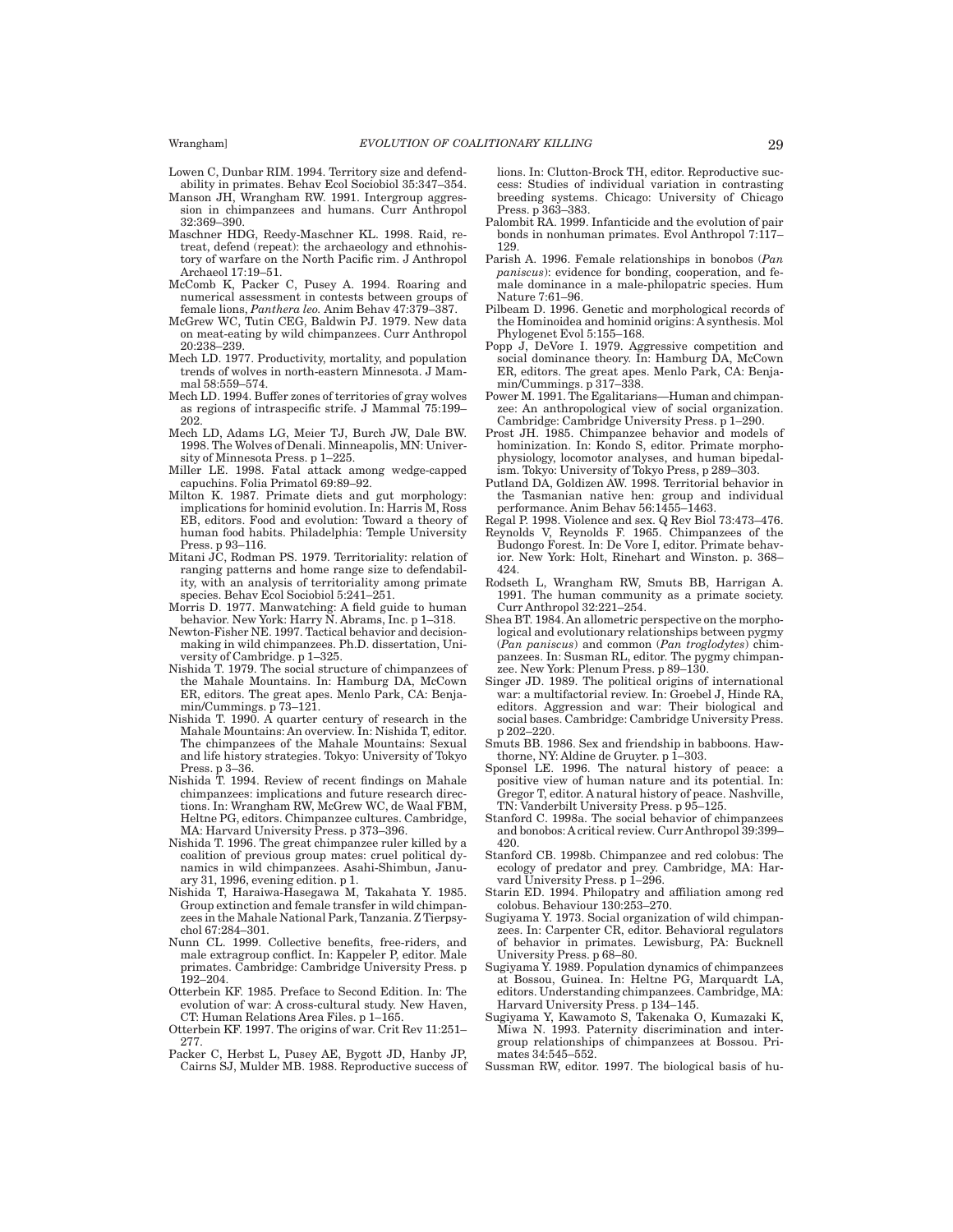Lowen C, Dunbar RIM. 1994. Territory size and defendability in primates. Behav Ecol Sociobiol 35:347–354.

Manson JH, Wrangham RW. 1991. Intergroup aggression in chimpanzees and humans. Curr Anthropol 32:369–390.

Maschner HDG, Reedy-Maschner KL. 1998. Raid, retreat, defend (repeat): the archaeology and ethnohistory of warfare on the North Pacific rim. J Anthropol Archaeol 17:19–51.

McComb K, Packer C, Pusey A. 1994. Roaring and numerical assessment in contests between groups of female lions, *Panthera leo.* Anim Behav 47:379–387.

McGrew WC, Tutin CEG, Baldwin PJ. 1979. New data on meat-eating by wild chimpanzees. Curr Anthropol 20:238–239.

Mech LD. 1977. Productivity, mortality, and population trends of wolves in north-eastern Minnesota. J Mammal 58:559–574.

Mech LD. 1994. Buffer zones of territories of gray wolves as regions of intraspecific strife. J Mammal 75:199–202.

Mech LD, Adams LG, Meier TJ, Burch JW, Dale BW. 1998. The Wolves of Denali. Minneapolis, MN: University of Minnesota Press. p 1–225.

Miller LE. 1998. Fatal attack among wedge-capped capuchins. Folia Primatol 69:89–92.

Milton K. 1987. Primate diets and gut morphology: implications for hominid evolution. In: Harris M, Ross EB, editors. Food and evolution: Toward a theory of human food habits. Philadelphia: Temple University Press. p 93–116.

Mitani JC, Rodman PS. 1979. Territoriality: relation of ranging patterns and home range size to defendability, with an analysis of territoriality among primate species. Behav Ecol Sociobiol 5:241–251.

Morris D. 1977. Manwatching: A field guide to human behavior. New York: Harry N. Abrams, Inc. p 1–318.

Newton-Fisher NE. 1997. Tactical behavior and decision-making in wild chimpanzees. Ph.D. dissertation, University of Cambridge. p 1–325.

Nishida T. 1979. The social structure of chimpanzees of the Mahale Mountains. In: Hamburg DA, McCown ER, editors. The great apes. Menlo Park, CA: Benjamin/Cummings. p 73–121.

Nishida T. 1990. A quarter century of research in the Mahale Mountains: An overview. In: Nishida T, editor. The chimpanzees of the Mahale Mountains: Sexual and life history strategies. Tokyo: University of Tokyo Press. p 3–36.

Nishida T. 1994. Review of recent findings on Mahale chimpanzees: implications and future research directions. In: Wrangham RW, McGrew WC, de Waal FBM, Heltne PG, editors. Chimpanzee cultures. Cambridge, MA: Harvard University Press. p 373–396.

Nishida T. 1996. The great chimpanzee ruler killed by a coalition of previous group mates: cruel political dynamics in wild chimpanzees. Asahi-Shimbun, January 31, 1996, evening edition. p 1.

Nishida T, Haraiwa-Hasegawa M, Takahata Y. 1985. Group extinction and female transfer in wild chimpanzees in the Mahale National Park, Tanzania. Z Tierpsychol 67:284–301.

Nunn CL. 1999. Collective benefits, free-riders, and male extragroup conflict. In: Kappeler P, editor. Male primates. Cambridge: Cambridge University Press. p 192–204.

Otterbein KF. 1985. Preface to Second Edition. In: The evolution of war: A cross-cultural study. New Haven, CT: Human Relations Area Files. p 1–165.

Otterbein KF. 1997. The origins of war. Crit Rev 11:251–277.

Packer C, Herbst L, Pusey AE, Bygott JD, Hanby JP, Cairns SJ, Mulder MB. 1988. Reproductive success of lions. In: Clutton-Brock TH, editor. Reproductive success: Studies of individual variation in contrasting breeding systems. Chicago: University of Chicago Press. p 363–383.

Palombit RA. 1999. Infanticide and the evolution of pair bonds in nonhuman primates. Evol Anthropol 7:117–129.

Parish A. 1996. Female relationships in bonobos (*Pan paniscus*): evidence for bonding, cooperation, and female dominance in a male-philopatric species. Hum Nature 7:61–96.

Pilbeam D. 1996. Genetic and morphological records of the Hominoidea and hominid origins: A synthesis. Mol Phylogenet Evol 5:155–168.

Popp J, DeVore I. 1979. Aggressive competition and social dominance theory. In: Hamburg DA, McCown ER, editors. The great apes. Menlo Park, CA: Benjamin/Cummings. p 317–338.

Power M. 1991. The Egalitarians—Human and chimpanzee: An anthropological view of social organization. Cambridge: Cambridge University Press. p 1–290.

Prost JH. 1985. Chimpanzee behavior and models of hominization. In: Kondo S, editor. Primate morphophysiology, locomotor analyses, and human bipedalism. Tokyo: University of Tokyo Press, p 289–303.

Putland DA, Goldizen AW. 1998. Territorial behavior in the Tasmanian native hen: group and individual performance. Anim Behav 56:1455–1463.

Regal P. 1998. Violence and sex. Q Rev Biol 73:473–476.

Reynolds V, Reynolds F. 1965. Chimpanzees of the Budongo Forest. In: De Vore I, editor. Primate behavior. New York: Holt, Rinehart and Winston. p. 368–424.

Rodseth L, Wrangham RW, Smuts BB, Harrigan A. 1991. The human community as a primate society. Curr Anthropol 32:221–254.

Shea BT. 1984. An allometric perspective on the morphological and evolutionary relationships between pygmy (*Pan paniscus*) and common (*Pan troglodytes*) chimpanzees. In: Susman RL, editor. The pygmy chimpanzee. New York: Plenum Press. p 89–130.

Singer JD. 1989. The political origins of international war: a multifactorial review. In: Groebel J, Hinde RA, editors. Aggression and war: Their biological and social bases. Cambridge: Cambridge University Press. p 202–220.

Smuts BB. 1986. Sex and friendship in babboons. Hawthorne, NY: Aldine de Gruyter. p 1–303.

Sponsel LE. 1996. The natural history of peace: a positive view of human nature and its potential. In: Gregor T, editor. A natural history of peace. Nashville, TN: Vanderbilt University Press. p 95–125.

Stanford C. 1998a. The social behavior of chimpanzees and bonobos: A critical review. Curr Anthropol 39:399–420.

Stanford CB. 1998b. Chimpanzee and red colobus: The ecology of predator and prey. Cambridge, MA: Harvard University Press. p 1–296.

Starin ED. 1994. Philopatry and affiliation among red colobus. Behaviour 130:253–270.

Sugiyama Y. 1973. Social organization of wild chimpanzees. In: Carpenter CR, editor. Behavioral regulators of behavior in primates. Lewisburg, PA: Bucknell University Press. p 68–80.

Sugiyama Y. 1989. Population dynamics of chimpanzees at Bossou, Guinea. In: Heltne PG, Marquardt LA, editors. Understanding chimpanzees. Cambridge, MA: Harvard University Press. p 134–145.

Sugiyama Y, Kawamoto S, Takenaka O, Kumazaki K, Miwa N. 1993. Paternity discrimination and intergroup relationships of chimpanzees at Bossou. Primates 34:545–552.

Sussman RW, editor. 1997. The biological basis of hu-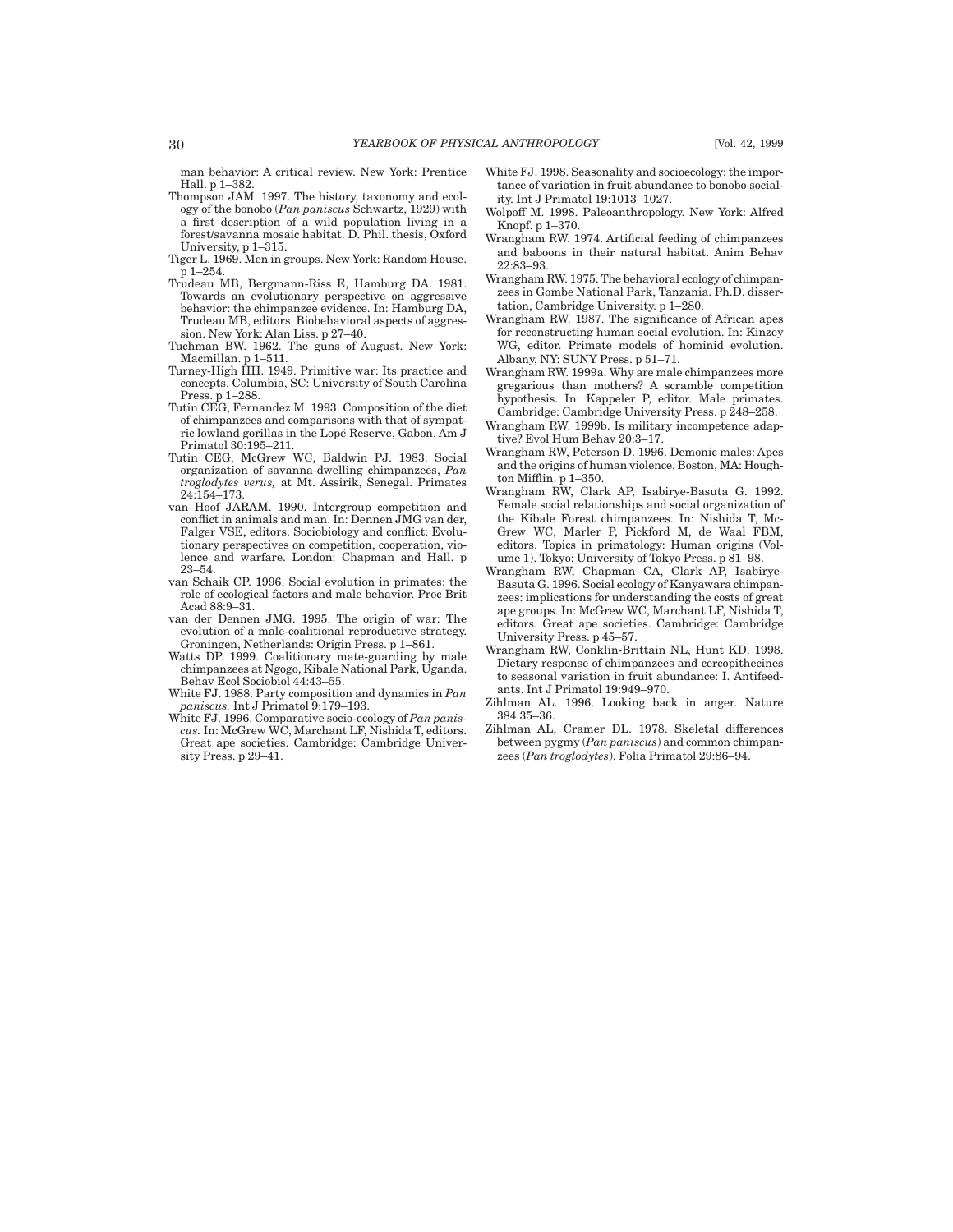man behavior: A critical review. New York: Prentice Hall. p 1–382.

Thompson JAM. 1997. The history, taxonomy and ecology of the bonobo (*Pan paniscus* Schwartz, 1929) with a first description of a wild population living in a forest/savanna mosaic habitat. D. Phil. thesis, Oxford University, p 1–315.

Tiger L. 1969. Men in groups. New York: Random House. p 1–254.

Trudeau MB, Bergmann-Riss E, Hamburg DA. 1981. Towards an evolutionary perspective on aggressive behavior: the chimpanzee evidence. In: Hamburg DA, Trudeau MB, editors. Biobehavioral aspects of aggression. New York: Alan Liss. p 27–40.

Tuchman BW. 1962. The guns of August. New York: Macmillan. p 1–511.

Turney-High HH. 1949. Primitive war: Its practice and concepts. Columbia, SC: University of South Carolina Press. p 1–288.

Tutin CEG, Fernandez M. 1993. Composition of the diet of chimpanzees and comparisons with that of sympatric lowland gorillas in the Lopé Reserve, Gabon. Am J Primatol 30:195–211.

Tutin CEG, McGrew WC, Baldwin PJ. 1983. Social organization of savanna-dwelling chimpanzees, *Pan troglodytes verus,* at Mt. Assirik, Senegal. Primates 24:154–173.

van Hoof JARAM. 1990. Intergroup competition and conflict in animals and man. In: Dennen JMG van der, Falger VSE, editors. Sociobiology and conflict: Evolutionary perspectives on competition, cooperation, violence and warfare. London: Chapman and Hall. p 23–54.

van Schaik CP. 1996. Social evolution in primates: the role of ecological factors and male behavior. Proc Brit Acad 88:9–31.

van der Dennen JMG. 1995. The origin of war: The evolution of a male-coalitional reproductive strategy. Groningen, Netherlands: Origin Press. p 1–861.

Watts DP. 1999. Coalitionary mate-guarding by male chimpanzees at Ngogo, Kibale National Park, Uganda. Behav Ecol Sociobiol 44:43–55.

White FJ. 1988. Party composition and dynamics in *Pan paniscus.* Int J Primatol 9:179–193.

White FJ. 1996. Comparative socio-ecology of *Pan paniscus.* In: McGrew WC, Marchant LF, Nishida T, editors. Great ape societies. Cambridge: Cambridge University Press. p 29–41.

White FJ. 1998. Seasonality and socioecology: the importance of variation in fruit abundance to bonobo sociality. Int J Primatol 19:1013–1027.

Wolpoff M. 1998. Paleoanthropology. New York: Alfred Knopf. p 1–370.

Wrangham RW. 1974. Artificial feeding of chimpanzees and baboons in their natural habitat. Anim Behav 22:83–93.

Wrangham RW. 1975. The behavioral ecology of chimpanzees in Gombe National Park, Tanzania. Ph.D. dissertation, Cambridge University. p 1–280.

Wrangham RW. 1987. The significance of African apes for reconstructing human social evolution. In: Kinzey WG, editor. Primate models of hominid evolution. Albany, NY: SUNY Press. p 51–71.

Wrangham RW. 1999a. Why are male chimpanzees more gregarious than mothers? A scramble competition hypothesis. In: Kappeler P, editor. Male primates. Cambridge: Cambridge University Press. p 248–258.

Wrangham RW. 1999b. Is military incompetence adaptive? Evol Hum Behav 20:3–17.

Wrangham RW, Peterson D. 1996. Demonic males: Apes and the origins of human violence. Boston, MA: Houghton Mifflin. p 1–350.

Wrangham RW, Clark AP, Isabirye-Basuta G. 1992. Female social relationships and social organization of the Kibale Forest chimpanzees. In: Nishida T, McGrew WC, Marler P, Pickford M, de Waal FBM, editors. Topics in primatology: Human origins (Volume 1). Tokyo: University of Tokyo Press. p 81–98.

Wrangham RW, Chapman CA, Clark AP, Isabirye-Basuta G. 1996. Social ecology of Kanyawara chimpanzees: implications for understanding the costs of great ape groups. In: McGrew WC, Marchant LF, Nishida T, editors. Great ape societies. Cambridge: Cambridge University Press. p 45–57.

Wrangham RW, Conklin-Brittain NL, Hunt KD. 1998. Dietary response of chimpanzees and cercopithecines to seasonal variation in fruit abundance: I. Antifeedants. Int J Primatol 19:949–970.

Zihlman AL. 1996. Looking back in anger. Nature 384:35–36.

Zihlman AL, Cramer DL. 1978. Skeletal differences between pygmy (*Pan paniscus*) and common chimpanzees (*Pan troglodytes*). Folia Primatol 29:86–94.